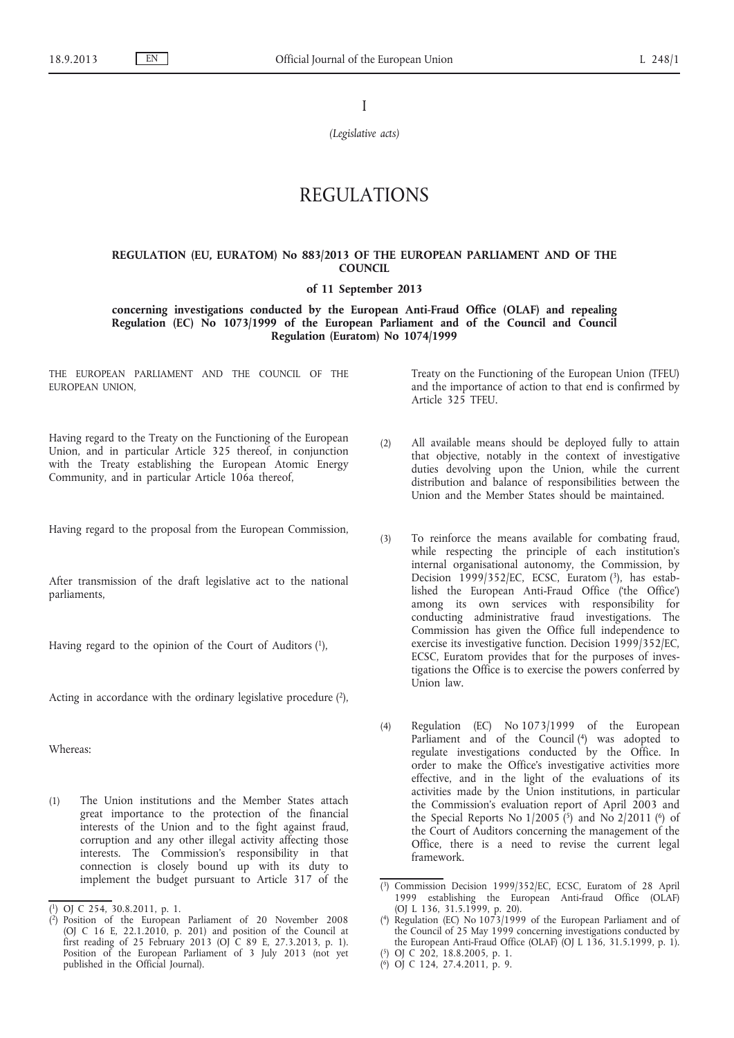I

*(Legislative acts)*

# REGULATIONS

## REGULATION (EU, EURATOM) No 883/2013 OF THE EUROPEAN PARLIAMENT AND OF THE COUNCIL

### of 11 September 2013

### concerning investigations conducted by the European Anti-Fraud Office (OLAF) and repealing Regulation (EC) No 1073/1999 of the European Parliament and of the Council and Council Regulation (Euratom) No 1074/1999

THE EUROPEAN PARLIAMENT AND THE COUNCIL OF THE EUROPEAN UNION,

Having regard to the Treaty on the Functioning of the European Union, and in particular Article 325 thereof, in conjunction with the Treaty establishing the European Atomic Energy Community, and in particular Article 106a thereof,

Having regard to the proposal from the European Commission,

After transmission of the draft legislative act to the national parliaments,

Having regard to the opinion of the Court of Auditors [1],

Acting in accordance with the ordinary legislative procedure [2],

Whereas:

(1) The Union institutions and the Member States attach great importance to the protection of the financial interests of the Union and to the fight against fraud, corruption and any other illegal activity affecting those interests. The Commission's responsibility in that connection is closely bound up with its duty to implement the budget pursuant to Article 317 of the Treaty on the Functioning of the European Union (TFEU) and the importance of action to that end is confirmed by Article 325 TFEU.

(2) All available means should be deployed fully to attain that objective, notably in the context of investigative duties devolving upon the Union, while the current distribution and balance of responsibilities between the Union and the Member States should be maintained.

(3) To reinforce the means available for combating fraud, while respecting the principle of each institution's internal organisational autonomy, the Commission, by Decision 1999/352/EC, ECSC, Euratom [3], has established the European Anti-Fraud Office ('the Office') among its own services with responsibility for conducting administrative fraud investigations. The Commission has given the Office full independence to exercise its investigative function. Decision 1999/352/EC, ECSC, Euratom provides that for the purposes of investigations the Office is to exercise the powers conferred by Union law.

(4) Regulation (EC) No 1073/1999 of the European Parliament and of the Council [4] was adopted to regulate investigations conducted by the Office. In order to make the Office's investigative activities more effective, and in the light of the evaluations of its activities made by the Union institutions, in particular the Commission's evaluation report of April 2003 and the Special Reports No 1/2005 [5] and No 2/2011 [6] of the Court of Auditors concerning the management of the Office, there is a need to revise the current legal framework.

---

[1] OJ C 254, 30.8.2011, p. 1.

[2] Position of the European Parliament of 20 November 2008 (OJ C 16 E, 22.1.2010, p. 201) and position of the Council at first reading of 25 February 2013 (OJ C 89 E, 27.3.2013, p. 1). Position of the European Parliament of 3 July 2013 (not yet published in the Official Journal).

[3] Commission Decision 1999/352/EC, ECSC, Euratom of 28 April 1999 establishing the European Anti-fraud Office (OLAF) (OJ L 136, 31.5.1999, p. 20).

[4] Regulation (EC) No 1073/1999 of the European Parliament and of the Council of 25 May 1999 concerning investigations conducted by the European Anti-Fraud Office (OLAF) (OJ L 136, 31.5.1999, p. 1).

[5] OJ C 202, 18.8.2005, p. 1.

[6] OJ C 124, 27.4.2011, p. 9.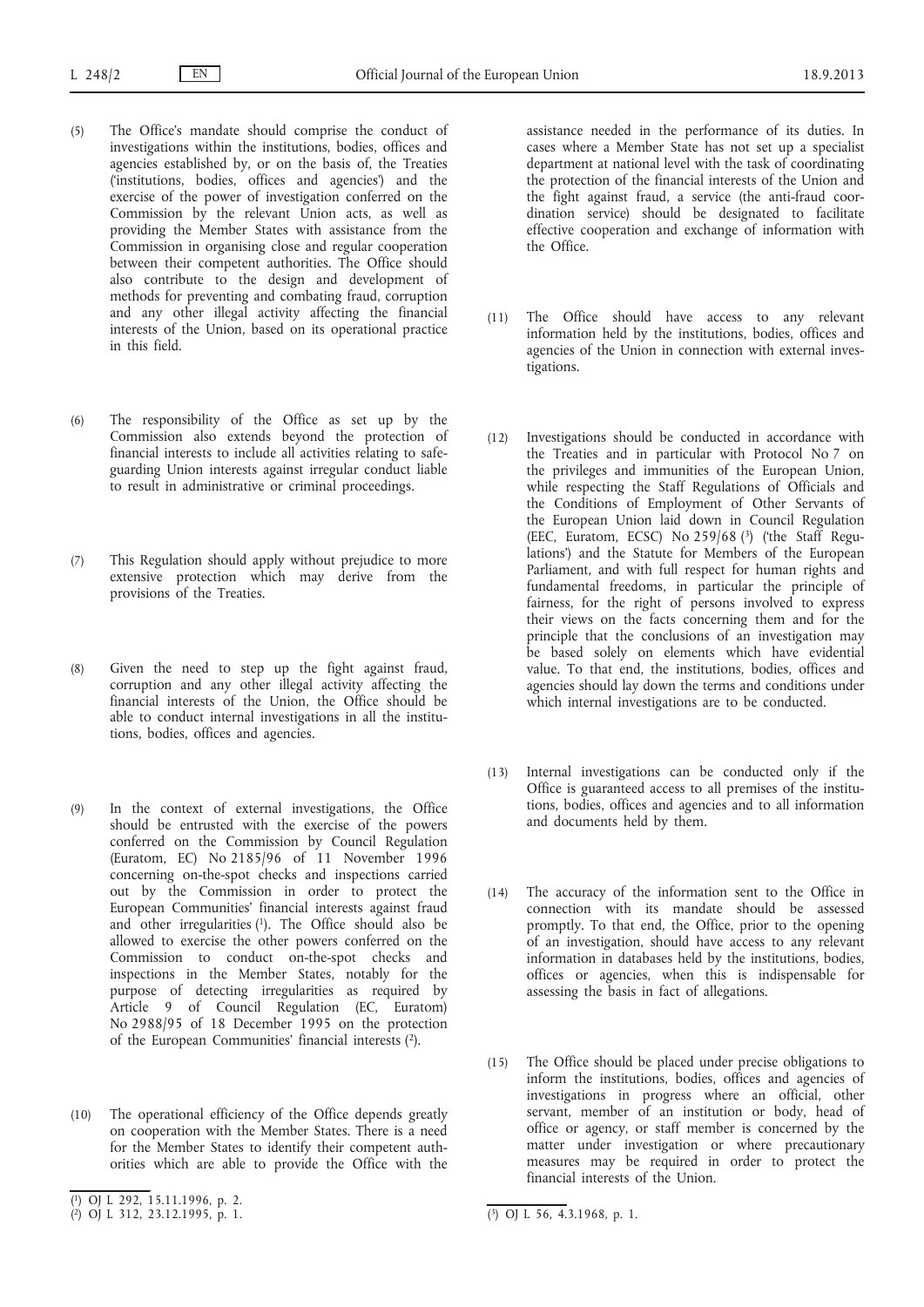(5) The Office's mandate should comprise the conduct of investigations within the institutions, bodies, offices and agencies established by, or on the basis of, the Treaties ('institutions, bodies, offices and agencies') and the exercise of the power of investigation conferred on the Commission by the relevant Union acts, as well as providing the Member States with assistance from the Commission in organising close and regular cooperation between their competent authorities. The Office should also contribute to the design and development of methods for preventing and combating fraud, corruption and any other illegal activity affecting the financial interests of the Union, based on its operational practice in this field.

(6) The responsibility of the Office as set up by the Commission also extends beyond the protection of financial interests to include all activities relating to safeguarding Union interests against irregular conduct liable to result in administrative or criminal proceedings.

(7) This Regulation should apply without prejudice to more extensive protection which may derive from the provisions of the Treaties.

(8) Given the need to step up the fight against fraud, corruption and any other illegal activity affecting the financial interests of the Union, the Office should be able to conduct internal investigations in all the institutions, bodies, offices and agencies.

(9) In the context of external investigations, the Office should be entrusted with the exercise of the powers conferred on the Commission by Council Regulation (Euratom, EC) No 2185/96 of 11 November 1996 concerning on-the-spot checks and inspections carried out by the Commission in order to protect the European Communities' financial interests against fraud and other irregularities [1]. The Office should also be allowed to exercise the other powers conferred on the Commission to conduct on-the-spot checks and inspections in the Member States, notably for the purpose of detecting irregularities as required by Article 9 of Council Regulation (EC, Euratom) No 2988/95 of 18 December 1995 on the protection of the European Communities' financial interests [2].

(10) The operational efficiency of the Office depends greatly on cooperation with the Member States. There is a need for the Member States to identify their competent authorities which are able to provide the Office with the assistance needed in the performance of its duties. In cases where a Member State has not set up a specialist department at national level with the task of coordinating the protection of the financial interests of the Union and the fight against fraud, a service (the anti-fraud coordination service) should be designated to facilitate effective cooperation and exchange of information with the Office.

(11) The Office should have access to any relevant information held by the institutions, bodies, offices and agencies of the Union in connection with external investigations.

(12) Investigations should be conducted in accordance with the Treaties and in particular with Protocol No 7 on the privileges and immunities of the European Union, while respecting the Staff Regulations of Officials and the Conditions of Employment of Other Servants of the European Union laid down in Council Regulation (EEC, Euratom, ECSC) No 259/68 [3] ('the Staff Regulations') and the Statute for Members of the European Parliament, and with full respect for human rights and fundamental freedoms, in particular the principle of fairness, for the right of persons involved to express their views on the facts concerning them and for the principle that the conclusions of an investigation may be based solely on elements which have evidential value. To that end, the institutions, bodies, offices and agencies should lay down the terms and conditions under which internal investigations are to be conducted.

(13) Internal investigations can be conducted only if the Office is guaranteed access to all premises of the institutions, bodies, offices and agencies and to all information and documents held by them.

(14) The accuracy of the information sent to the Office in connection with its mandate should be assessed promptly. To that end, the Office, prior to the opening of an investigation, should have access to any relevant information in databases held by the institutions, bodies, offices or agencies, when this is indispensable for assessing the basis in fact of allegations.

(15) The Office should be placed under precise obligations to inform the institutions, bodies, offices and agencies of investigations in progress where an official, other servant, member of an institution or body, head of office or agency, or staff member is concerned by the matter under investigation or where precautionary measures may be required in order to protect the financial interests of the Union.

---

[1] OJ L 292, 15.11.1996, p. 2.

[2] OJ L 312, 23.12.1995, p. 1.

[3] OJ L 56, 4.3.1968, p. 1.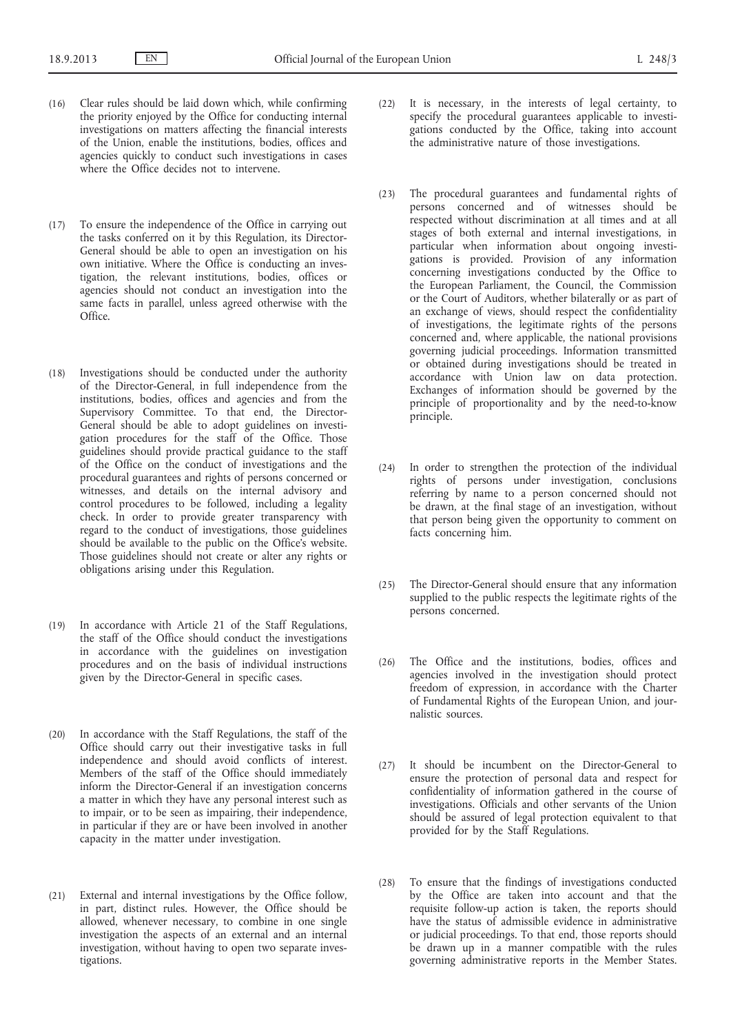(16) Clear rules should be laid down which, while confirming the priority enjoyed by the Office for conducting internal investigations on matters affecting the financial interests of the Union, enable the institutions, bodies, offices and agencies quickly to conduct such investigations in cases where the Office decides not to intervene.

(17) To ensure the independence of the Office in carrying out the tasks conferred on it by this Regulation, its Director-General should be able to open an investigation on his own initiative. Where the Office is conducting an investigation, the relevant institutions, bodies, offices or agencies should not conduct an investigation into the same facts in parallel, unless agreed otherwise with the Office.

(18) Investigations should be conducted under the authority of the Director-General, in full independence from the institutions, bodies, offices and agencies and from the Supervisory Committee. To that end, the Director-General should be able to adopt guidelines on investigation procedures for the staff of the Office. Those guidelines should provide practical guidance to the staff of the Office on the conduct of investigations and the procedural guarantees and rights of persons concerned or witnesses, and details on the internal advisory and control procedures to be followed, including a legality check. In order to provide greater transparency with regard to the conduct of investigations, those guidelines should be available to the public on the Office's website. Those guidelines should not create or alter any rights or obligations arising under this Regulation.

(19) In accordance with Article 21 of the Staff Regulations, the staff of the Office should conduct the investigations in accordance with the guidelines on investigation procedures and on the basis of individual instructions given by the Director-General in specific cases.

(20) In accordance with the Staff Regulations, the staff of the Office should carry out their investigative tasks in full independence and should avoid conflicts of interest. Members of the staff of the Office should immediately inform the Director-General if an investigation concerns a matter in which they have any personal interest such as to impair, or to be seen as impairing, their independence, in particular if they are or have been involved in another capacity in the matter under investigation.

(21) External and internal investigations by the Office follow, in part, distinct rules. However, the Office should be allowed, whenever necessary, to combine in one single investigation the aspects of an external and an internal investigation, without having to open two separate investigations.

(22) It is necessary, in the interests of legal certainty, to specify the procedural guarantees applicable to investigations conducted by the Office, taking into account the administrative nature of those investigations.

(23) The procedural guarantees and fundamental rights of persons concerned and of witnesses should be respected without discrimination at all times and at all stages of both external and internal investigations, in particular when information about ongoing investigations is provided. Provision of any information concerning investigations conducted by the Office to the European Parliament, the Council, the Commission or the Court of Auditors, whether bilaterally or as part of an exchange of views, should respect the confidentiality of investigations, the legitimate rights of the persons concerned and, where applicable, the national provisions governing judicial proceedings. Information transmitted or obtained during investigations should be treated in accordance with Union law on data protection. Exchanges of information should be governed by the principle of proportionality and by the need-to-know principle.

(24) In order to strengthen the protection of the individual rights of persons under investigation, conclusions referring by name to a person concerned should not be drawn, at the final stage of an investigation, without that person being given the opportunity to comment on facts concerning him.

(25) The Director-General should ensure that any information supplied to the public respects the legitimate rights of the persons concerned.

(26) The Office and the institutions, bodies, offices and agencies involved in the investigation should protect freedom of expression, in accordance with the Charter of Fundamental Rights of the European Union, and journalistic sources.

(27) It should be incumbent on the Director-General to ensure the protection of personal data and respect for confidentiality of information gathered in the course of investigations. Officials and other servants of the Union should be assured of legal protection equivalent to that provided for by the Staff Regulations.

(28) To ensure that the findings of investigations conducted by the Office are taken into account and that the requisite follow-up action is taken, the reports should have the status of admissible evidence in administrative or judicial proceedings. To that end, those reports should be drawn up in a manner compatible with the rules governing administrative reports in the Member States.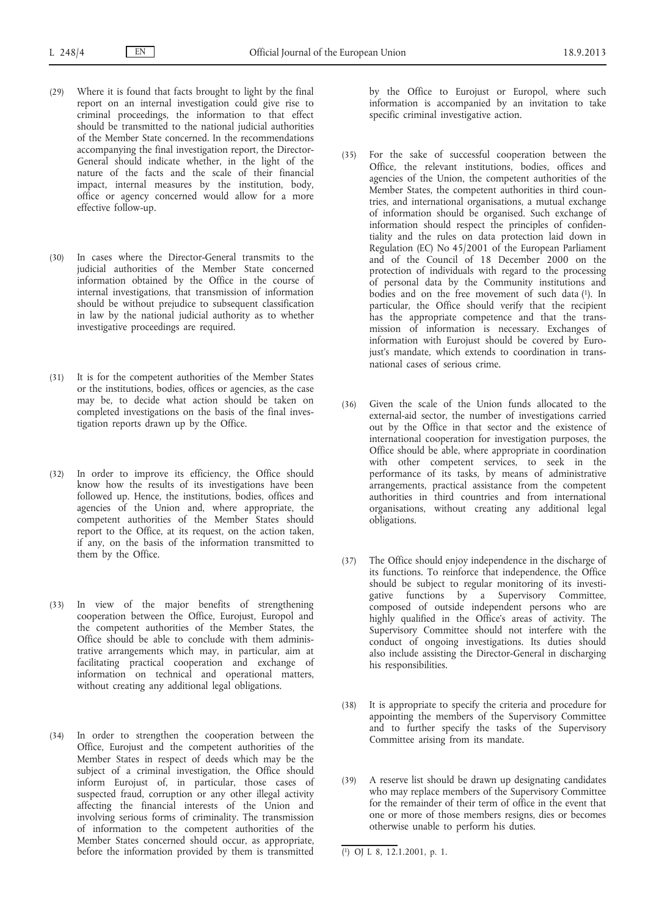(29) Where it is found that facts brought to light by the final report on an internal investigation could give rise to criminal proceedings, the information to that effect should be transmitted to the national judicial authorities of the Member State concerned. In the recommendations accompanying the final investigation report, the Director-General should indicate whether, in the light of the nature of the facts and the scale of their financial impact, internal measures by the institution, body, office or agency concerned would allow for a more effective follow-up.

(30) In cases where the Director-General transmits to the judicial authorities of the Member State concerned information obtained by the Office in the course of internal investigations, that transmission of information should be without prejudice to subsequent classification in law by the national judicial authority as to whether investigative proceedings are required.

(31) It is for the competent authorities of the Member States or the institutions, bodies, offices or agencies, as the case may be, to decide what action should be taken on completed investigations on the basis of the final investigation reports drawn up by the Office.

(32) In order to improve its efficiency, the Office should know how the results of its investigations have been followed up. Hence, the institutions, bodies, offices and agencies of the Union and, where appropriate, the competent authorities of the Member States should report to the Office, at its request, on the action taken, if any, on the basis of the information transmitted to them by the Office.

(33) In view of the major benefits of strengthening cooperation between the Office, Eurojust, Europol and the competent authorities of the Member States, the Office should be able to conclude with them administrative arrangements which may, in particular, aim at facilitating practical cooperation and exchange of information on technical and operational matters, without creating any additional legal obligations.

(34) In order to strengthen the cooperation between the Office, Eurojust and the competent authorities of the Member States in respect of deeds which may be the subject of a criminal investigation, the Office should inform Eurojust of, in particular, those cases of suspected fraud, corruption or any other illegal activity affecting the financial interests of the Union and involving serious forms of criminality. The transmission of information to the competent authorities of the Member States concerned should occur, as appropriate, before the information provided by them is transmitted by the Office to Eurojust or Europol, where such information is accompanied by an invitation to take specific criminal investigative action.

(35) For the sake of successful cooperation between the Office, the relevant institutions, bodies, offices and agencies of the Union, the competent authorities of the Member States, the competent authorities in third countries, and international organisations, a mutual exchange of information should be organised. Such exchange of information should respect the principles of confidentiality and the rules on data protection laid down in Regulation (EC) No 45/2001 of the European Parliament and of the Council of 18 December 2000 on the protection of individuals with regard to the processing of personal data by the Community institutions and bodies and on the free movement of such data [1]. In particular, the Office should verify that the recipient has the appropriate competence and that the transmission of information is necessary. Exchanges of information with Eurojust should be covered by Eurojust's mandate, which extends to coordination in transnational cases of serious crime.

(36) Given the scale of the Union funds allocated to the external-aid sector, the number of investigations carried out by the Office in that sector and the existence of international cooperation for investigation purposes, the Office should be able, where appropriate in coordination with other competent services, to seek in the performance of its tasks, by means of administrative arrangements, practical assistance from the competent authorities in third countries and from international organisations, without creating any additional legal obligations.

(37) The Office should enjoy independence in the discharge of its functions. To reinforce that independence, the Office should be subject to regular monitoring of its investigative functions by a Supervisory Committee, composed of outside independent persons who are highly qualified in the Office's areas of activity. The Supervisory Committee should not interfere with the conduct of ongoing investigations. Its duties should also include assisting the Director-General in discharging his responsibilities.

(38) It is appropriate to specify the criteria and procedure for appointing the members of the Supervisory Committee and to further specify the tasks of the Supervisory Committee arising from its mandate.

(39) A reserve list should be drawn up designating candidates who may replace members of the Supervisory Committee for the remainder of their term of office in the event that one or more of those members resigns, dies or becomes otherwise unable to perform his duties.

---

[1] OJ L 8, 12.1.2001, p. 1.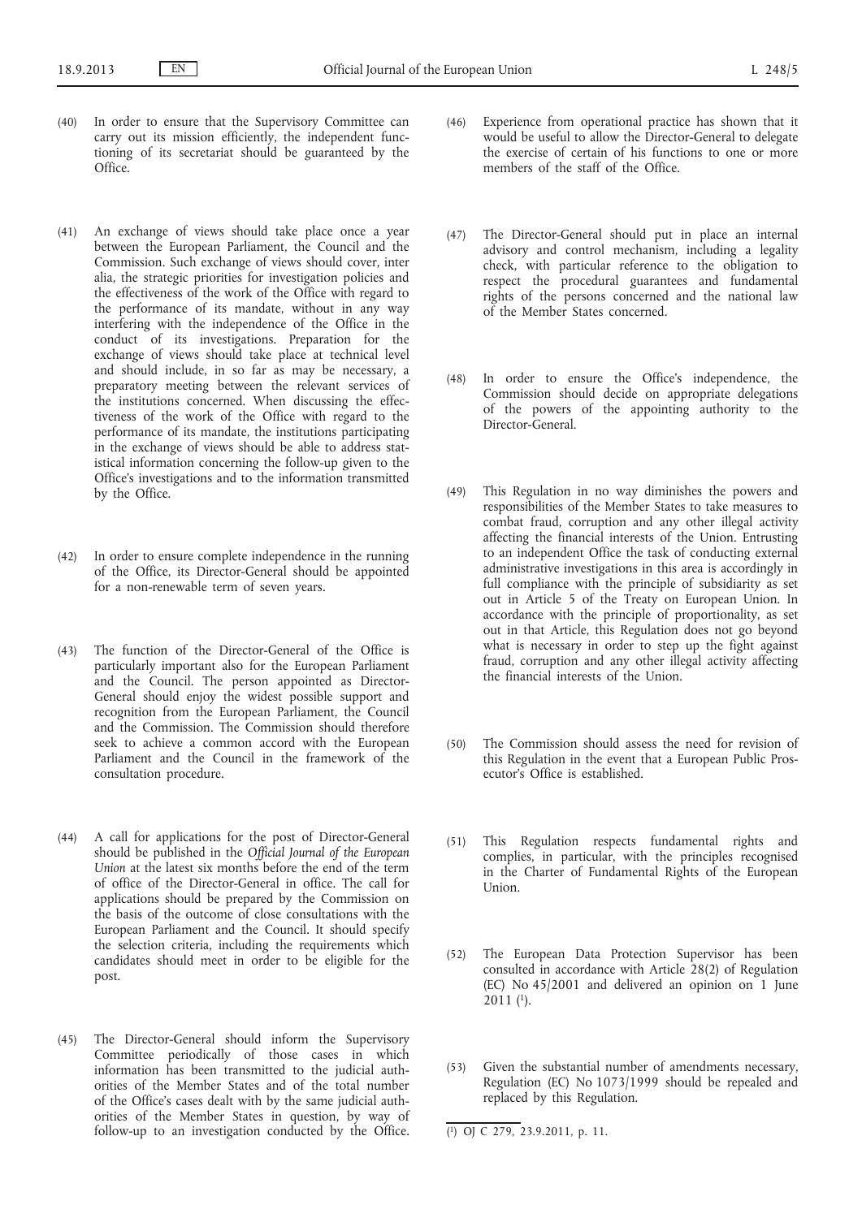(40) In order to ensure that the Supervisory Committee can carry out its mission efficiently, the independent functioning of its secretariat should be guaranteed by the Office.

(41) An exchange of views should take place once a year between the European Parliament, the Council and the Commission. Such exchange of views should cover, inter alia, the strategic priorities for investigation policies and the effectiveness of the work of the Office with regard to the performance of its mandate, without in any way interfering with the independence of the Office in the conduct of its investigations. Preparation for the exchange of views should take place at technical level and should include, in so far as may be necessary, a preparatory meeting between the relevant services of the institutions concerned. When discussing the effectiveness of the work of the Office with regard to the performance of its mandate, the institutions participating in the exchange of views should be able to address statistical information concerning the follow-up given to the Office's investigations and to the information transmitted by the Office.

(42) In order to ensure complete independence in the running of the Office, its Director-General should be appointed for a non-renewable term of seven years.

(43) The function of the Director-General of the Office is particularly important also for the European Parliament and the Council. The person appointed as Director-General should enjoy the widest possible support and recognition from the European Parliament, the Council and the Commission. The Commission should therefore seek to achieve a common accord with the European Parliament and the Council in the framework of the consultation procedure.

(44) A call for applications for the post of Director-General should be published in the *Official Journal of the European Union* at the latest six months before the end of the term of office of the Director-General in office. The call for applications should be prepared by the Commission on the basis of the outcome of close consultations with the European Parliament and the Council. It should specify the selection criteria, including the requirements which candidates should meet in order to be eligible for the post.

(45) The Director-General should inform the Supervisory Committee periodically of those cases in which information has been transmitted to the judicial authorities of the Member States and of the total number of the Office's cases dealt with by the same judicial authorities of the Member States in question, by way of follow-up to an investigation conducted by the Office.

(46) Experience from operational practice has shown that it would be useful to allow the Director-General to delegate the exercise of certain of his functions to one or more members of the staff of the Office.

(47) The Director-General should put in place an internal advisory and control mechanism, including a legality check, with particular reference to the obligation to respect the procedural guarantees and fundamental rights of the persons concerned and the national law of the Member States concerned.

(48) In order to ensure the Office's independence, the Commission should decide on appropriate delegations of the powers of the appointing authority to the Director-General.

(49) This Regulation in no way diminishes the powers and responsibilities of the Member States to take measures to combat fraud, corruption and any other illegal activity affecting the financial interests of the Union. Entrusting to an independent Office the task of conducting external administrative investigations in this area is accordingly in full compliance with the principle of subsidiarity as set out in Article 5 of the Treaty on European Union. In accordance with the principle of proportionality, as set out in that Article, this Regulation does not go beyond what is necessary in order to step up the fight against fraud, corruption and any other illegal activity affecting the financial interests of the Union.

(50) The Commission should assess the need for revision of this Regulation in the event that a European Public Prosecutor's Office is established.

(51) This Regulation respects fundamental rights and complies, in particular, with the principles recognised in the Charter of Fundamental Rights of the European Union.

(52) The European Data Protection Supervisor has been consulted in accordance with Article 28(2) of Regulation (EC) No 45/2001 and delivered an opinion on 1 June 2011 [1].

(53) Given the substantial number of amendments necessary, Regulation (EC) No 1073/1999 should be repealed and replaced by this Regulation.

---

[1] OJ C 279, 23.9.2011, p. 11.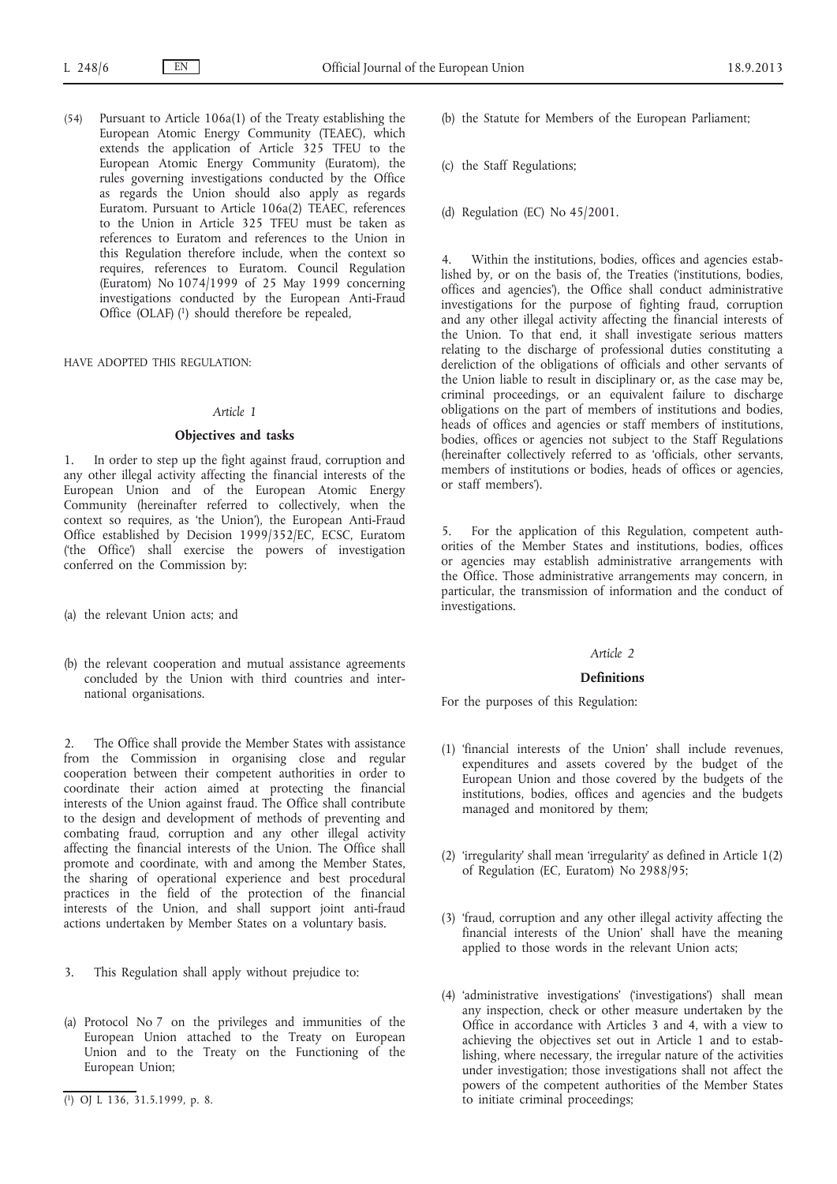(54) Pursuant to Article 106a(1) of the Treaty establishing the European Atomic Energy Community (TEAEC), which extends the application of Article 325 TFEU to the European Atomic Energy Community (Euratom), the rules governing investigations conducted by the Office as regards the Union should also apply as regards Euratom. Pursuant to Article 106a(2) TEAEC, references to the Union in Article 325 TFEU must be taken as references to Euratom and references to the Union in this Regulation therefore include, when the context so requires, references to Euratom. Council Regulation (Euratom) No 1074/1999 of 25 May 1999 concerning investigations conducted by the European Anti-Fraud Office (OLAF) [1] should therefore be repealed,

HAVE ADOPTED THIS REGULATION:

*Article 1*

**Objectives and tasks**

1. In order to step up the fight against fraud, corruption and any other illegal activity affecting the financial interests of the European Union and of the European Atomic Energy Community (hereinafter referred to collectively, when the context so requires, as 'the Union'), the European Anti-Fraud Office established by Decision 1999/352/EC, ECSC, Euratom ('the Office') shall exercise the powers of investigation conferred on the Commission by:

(a) the relevant Union acts; and

(b) the relevant cooperation and mutual assistance agreements concluded by the Union with third countries and international organisations.

2. The Office shall provide the Member States with assistance from the Commission in organising close and regular cooperation between their competent authorities in order to coordinate their action aimed at protecting the financial interests of the Union against fraud. The Office shall contribute to the design and development of methods of preventing and combating fraud, corruption and any other illegal activity affecting the financial interests of the Union. The Office shall promote and coordinate, with and among the Member States, the sharing of operational experience and best procedural practices in the field of the protection of the financial interests of the Union, and shall support joint anti-fraud actions undertaken by Member States on a voluntary basis.

3. This Regulation shall apply without prejudice to:

(a) Protocol No 7 on the privileges and immunities of the European Union attached to the Treaty on European Union and to the Treaty on the Functioning of the European Union;

(b) the Statute for Members of the European Parliament;

(c) the Staff Regulations;

(d) Regulation (EC) No 45/2001.

4. Within the institutions, bodies, offices and agencies established by, or on the basis of, the Treaties ('institutions, bodies, offices and agencies'), the Office shall conduct administrative investigations for the purpose of fighting fraud, corruption and any other illegal activity affecting the financial interests of the Union. To that end, it shall investigate serious matters relating to the discharge of professional duties constituting a dereliction of the obligations of officials and other servants of the Union liable to result in disciplinary or, as the case may be, criminal proceedings, or an equivalent failure to discharge obligations on the part of members of institutions and bodies, heads of offices and agencies or staff members of institutions, bodies, offices or agencies not subject to the Staff Regulations (hereinafter collectively referred to as 'officials, other servants, members of institutions or bodies, heads of offices or agencies, or staff members').

5. For the application of this Regulation, competent authorities of the Member States and institutions, bodies, offices or agencies may establish administrative arrangements with the Office. Those administrative arrangements may concern, in particular, the transmission of information and the conduct of investigations.

*Article 2*

**Definitions**

For the purposes of this Regulation:

(1) 'financial interests of the Union' shall include revenues, expenditures and assets covered by the budget of the European Union and those covered by the budgets of the institutions, bodies, offices and agencies and the budgets managed and monitored by them;

(2) 'irregularity' shall mean 'irregularity' as defined in Article 1(2) of Regulation (EC, Euratom) No 2988/95;

(3) 'fraud, corruption and any other illegal activity affecting the financial interests of the Union' shall have the meaning applied to those words in the relevant Union acts;

(4) 'administrative investigations' ('investigations') shall mean any inspection, check or other measure undertaken by the Office in accordance with Articles 3 and 4, with a view to achieving the objectives set out in Article 1 and to establishing, where necessary, the irregular nature of the activities under investigation; those investigations shall not affect the powers of the competent authorities of the Member States to initiate criminal proceedings;

[1] OJ L 136, 31.5.1999, p. 8.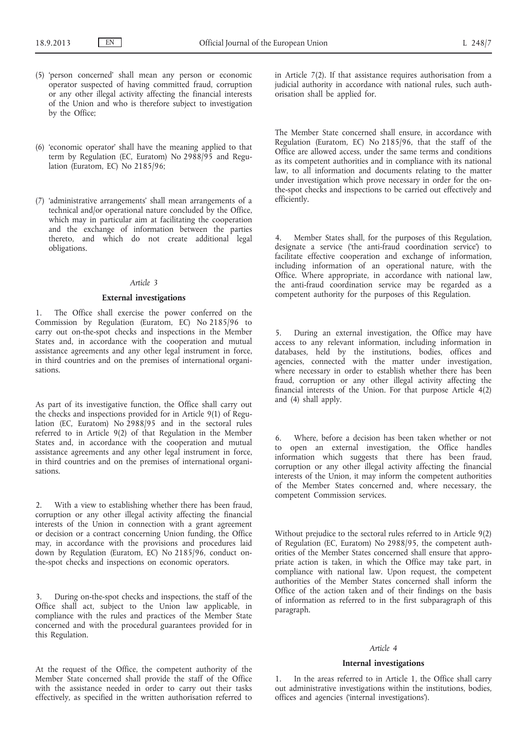(5) 'person concerned' shall mean any person or economic operator suspected of having committed fraud, corruption or any other illegal activity affecting the financial interests of the Union and who is therefore subject to investigation by the Office;

(6) 'economic operator' shall have the meaning applied to that term by Regulation (EC, Euratom) No 2988/95 and Regulation (Euratom, EC) No 2185/96;

(7) 'administrative arrangements' shall mean arrangements of a technical and/or operational nature concluded by the Office, which may in particular aim at facilitating the cooperation and the exchange of information between the parties thereto, and which do not create additional legal obligations.

*Article 3*

**External investigations**

1. The Office shall exercise the power conferred on the Commission by Regulation (Euratom, EC) No 2185/96 to carry out on-the-spot checks and inspections in the Member States and, in accordance with the cooperation and mutual assistance agreements and any other legal instrument in force, in third countries and on the premises of international organisations.

As part of its investigative function, the Office shall carry out the checks and inspections provided for in Article 9(1) of Regulation (EC, Euratom) No 2988/95 and in the sectoral rules referred to in Article 9(2) of that Regulation in the Member States and, in accordance with the cooperation and mutual assistance agreements and any other legal instrument in force, in third countries and on the premises of international organisations.

2. With a view to establishing whether there has been fraud, corruption or any other illegal activity affecting the financial interests of the Union in connection with a grant agreement or decision or a contract concerning Union funding, the Office may, in accordance with the provisions and procedures laid down by Regulation (Euratom, EC) No 2185/96, conduct on-the-spot checks and inspections on economic operators.

3. During on-the-spot checks and inspections, the staff of the Office shall act, subject to the Union law applicable, in compliance with the rules and practices of the Member State concerned and with the procedural guarantees provided for in this Regulation.

At the request of the Office, the competent authority of the Member State concerned shall provide the staff of the Office with the assistance needed in order to carry out their tasks effectively, as specified in the written authorisation referred to in Article 7(2). If that assistance requires authorisation from a judicial authority in accordance with national rules, such authorisation shall be applied for.

The Member State concerned shall ensure, in accordance with Regulation (Euratom, EC) No 2185/96, that the staff of the Office are allowed access, under the same terms and conditions as its competent authorities and in compliance with its national law, to all information and documents relating to the matter under investigation which prove necessary in order for the on-the-spot checks and inspections to be carried out effectively and efficiently.

4. Member States shall, for the purposes of this Regulation, designate a service ('the anti-fraud coordination service') to facilitate effective cooperation and exchange of information, including information of an operational nature, with the Office. Where appropriate, in accordance with national law, the anti-fraud coordination service may be regarded as a competent authority for the purposes of this Regulation.

5. During an external investigation, the Office may have access to any relevant information, including information in databases, held by the institutions, bodies, offices and agencies, connected with the matter under investigation, where necessary in order to establish whether there has been fraud, corruption or any other illegal activity affecting the financial interests of the Union. For that purpose Article 4(2) and (4) shall apply.

6. Where, before a decision has been taken whether or not to open an external investigation, the Office handles information which suggests that there has been fraud, corruption or any other illegal activity affecting the financial interests of the Union, it may inform the competent authorities of the Member States concerned and, where necessary, the competent Commission services.

Without prejudice to the sectoral rules referred to in Article 9(2) of Regulation (EC, Euratom) No 2988/95, the competent authorities of the Member States concerned shall ensure that appropriate action is taken, in which the Office may take part, in compliance with national law. Upon request, the competent authorities of the Member States concerned shall inform the Office of the action taken and of their findings on the basis of information as referred to in the first subparagraph of this paragraph.

*Article 4*

**Internal investigations**

1. In the areas referred to in Article 1, the Office shall carry out administrative investigations within the institutions, bodies, offices and agencies ('internal investigations').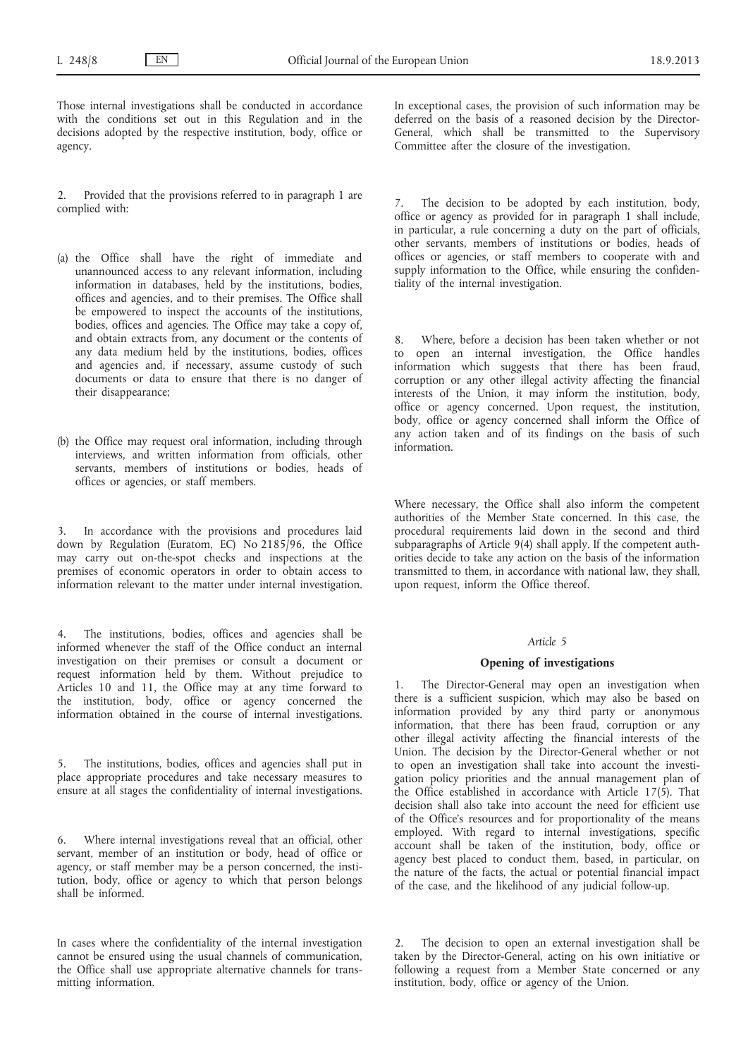Those internal investigations shall be conducted in accordance with the conditions set out in this Regulation and in the decisions adopted by the respective institution, body, office or agency.

2. Provided that the provisions referred to in paragraph 1 are complied with:

(a) the Office shall have the right of immediate and unannounced access to any relevant information, including information in databases, held by the institutions, bodies, offices and agencies, and to their premises. The Office shall be empowered to inspect the accounts of the institutions, bodies, offices and agencies. The Office may take a copy of, and obtain extracts from, any document or the contents of any data medium held by the institutions, bodies, offices and agencies and, if necessary, assume custody of such documents or data to ensure that there is no danger of their disappearance;

(b) the Office may request oral information, including through interviews, and written information from officials, other servants, members of institutions or bodies, heads of offices or agencies, or staff members.

3. In accordance with the provisions and procedures laid down by Regulation (Euratom, EC) No 2185/96, the Office may carry out on-the-spot checks and inspections at the premises of economic operators in order to obtain access to information relevant to the matter under internal investigation.

4. The institutions, bodies, offices and agencies shall be informed whenever the staff of the Office conduct an internal investigation on their premises or consult a document or request information held by them. Without prejudice to Articles 10 and 11, the Office may at any time forward to the institution, body, office or agency concerned the information obtained in the course of internal investigations.

5. The institutions, bodies, offices and agencies shall put in place appropriate procedures and take necessary measures to ensure at all stages the confidentiality of internal investigations.

6. Where internal investigations reveal that an official, other servant, member of an institution or body, head of office or agency, or staff member may be a person concerned, the institution, body, office or agency to which that person belongs shall be informed.

In cases where the confidentiality of the internal investigation cannot be ensured using the usual channels of communication, the Office shall use appropriate alternative channels for transmitting information.

In exceptional cases, the provision of such information may be deferred on the basis of a reasoned decision by the Director-General, which shall be transmitted to the Supervisory Committee after the closure of the investigation.

7. The decision to be adopted by each institution, body, office or agency as provided for in paragraph 1 shall include, in particular, a rule concerning a duty on the part of officials, other servants, members of institutions or bodies, heads of offices or agencies, or staff members to cooperate with and supply information to the Office, while ensuring the confidentiality of the internal investigation.

8. Where, before a decision has been taken whether or not to open an internal investigation, the Office handles information which suggests that there has been fraud, corruption or any other illegal activity affecting the financial interests of the Union, it may inform the institution, body, office or agency concerned. Upon request, the institution, body, office or agency concerned shall inform the Office of any action taken and of its findings on the basis of such information.

Where necessary, the Office shall also inform the competent authorities of the Member State concerned. In this case, the procedural requirements laid down in the second and third subparagraphs of Article 9(4) shall apply. If the competent authorities decide to take any action on the basis of the information transmitted to them, in accordance with national law, they shall, upon request, inform the Office thereof.

*Article 5*

**Opening of investigations**

1. The Director-General may open an investigation when there is a sufficient suspicion, which may also be based on information provided by any third party or anonymous information, that there has been fraud, corruption or any other illegal activity affecting the financial interests of the Union. The decision by the Director-General whether or not to open an investigation shall take into account the investigation policy priorities and the annual management plan of the Office established in accordance with Article 17(5). That decision shall also take into account the need for efficient use of the Office's resources and for proportionality of the means employed. With regard to internal investigations, specific account shall be taken of the institution, body, office or agency best placed to conduct them, based, in particular, on the nature of the facts, the actual or potential financial impact of the case, and the likelihood of any judicial follow-up.

2. The decision to open an external investigation shall be taken by the Director-General, acting on his own initiative or following a request from a Member State concerned or any institution, body, office or agency of the Union.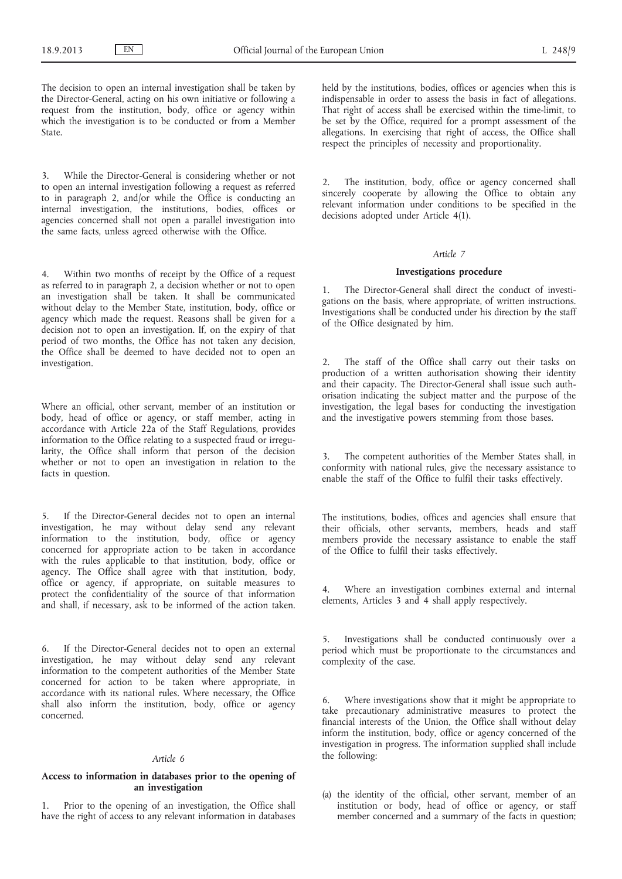The decision to open an internal investigation shall be taken by the Director-General, acting on his own initiative or following a request from the institution, body, office or agency within which the investigation is to be conducted or from a Member State.

3. While the Director-General is considering whether or not to open an internal investigation following a request as referred to in paragraph 2, and/or while the Office is conducting an internal investigation, the institutions, bodies, offices or agencies concerned shall not open a parallel investigation into the same facts, unless agreed otherwise with the Office.

4. Within two months of receipt by the Office of a request as referred to in paragraph 2, a decision whether or not to open an investigation shall be taken. It shall be communicated without delay to the Member State, institution, body, office or agency which made the request. Reasons shall be given for a decision not to open an investigation. If, on the expiry of that period of two months, the Office has not taken any decision, the Office shall be deemed to have decided not to open an investigation.

Where an official, other servant, member of an institution or body, head of office or agency, or staff member, acting in accordance with Article 22a of the Staff Regulations, provides information to the Office relating to a suspected fraud or irregularity, the Office shall inform that person of the decision whether or not to open an investigation in relation to the facts in question.

5. If the Director-General decides not to open an internal investigation, he may without delay send any relevant information to the institution, body, office or agency concerned for appropriate action to be taken in accordance with the rules applicable to that institution, body, office or agency. The Office shall agree with that institution, body, office or agency, if appropriate, on suitable measures to protect the confidentiality of the source of that information and shall, if necessary, ask to be informed of the action taken.

6. If the Director-General decides not to open an external investigation, he may without delay send any relevant information to the competent authorities of the Member State concerned for action to be taken where appropriate, in accordance with its national rules. Where necessary, the Office shall also inform the institution, body, office or agency concerned.

*Article 6*

**Access to information in databases prior to the opening of an investigation**

1. Prior to the opening of an investigation, the Office shall have the right of access to any relevant information in databases held by the institutions, bodies, offices or agencies when this is indispensable in order to assess the basis in fact of allegations. That right of access shall be exercised within the time-limit, to be set by the Office, required for a prompt assessment of the allegations. In exercising that right of access, the Office shall respect the principles of necessity and proportionality.

2. The institution, body, office or agency concerned shall sincerely cooperate by allowing the Office to obtain any relevant information under conditions to be specified in the decisions adopted under Article 4(1).

*Article 7*

**Investigations procedure**

1. The Director-General shall direct the conduct of investigations on the basis, where appropriate, of written instructions. Investigations shall be conducted under his direction by the staff of the Office designated by him.

2. The staff of the Office shall carry out their tasks on production of a written authorisation showing their identity and their capacity. The Director-General shall issue such authorisation indicating the subject matter and the purpose of the investigation, the legal bases for conducting the investigation and the investigative powers stemming from those bases.

3. The competent authorities of the Member States shall, in conformity with national rules, give the necessary assistance to enable the staff of the Office to fulfil their tasks effectively.

The institutions, bodies, offices and agencies shall ensure that their officials, other servants, members, heads and staff members provide the necessary assistance to enable the staff of the Office to fulfil their tasks effectively.

4. Where an investigation combines external and internal elements, Articles 3 and 4 shall apply respectively.

5. Investigations shall be conducted continuously over a period which must be proportionate to the circumstances and complexity of the case.

6. Where investigations show that it might be appropriate to take precautionary administrative measures to protect the financial interests of the Union, the Office shall without delay inform the institution, body, office or agency concerned of the investigation in progress. The information supplied shall include the following:

(a) the identity of the official, other servant, member of an institution or body, head of office or agency, or staff member concerned and a summary of the facts in question;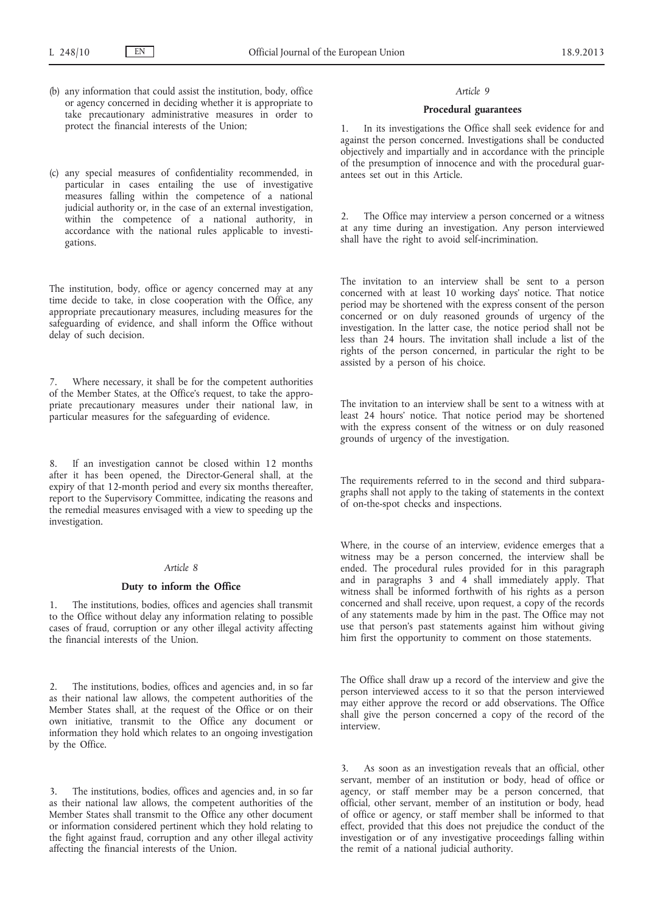(b) any information that could assist the institution, body, office or agency concerned in deciding whether it is appropriate to take precautionary administrative measures in order to protect the financial interests of the Union;

(c) any special measures of confidentiality recommended, in particular in cases entailing the use of investigative measures falling within the competence of a national judicial authority or, in the case of an external investigation, within the competence of a national authority, in accordance with the national rules applicable to investigations.

The institution, body, office or agency concerned may at any time decide to take, in close cooperation with the Office, any appropriate precautionary measures, including measures for the safeguarding of evidence, and shall inform the Office without delay of such decision.

7. Where necessary, it shall be for the competent authorities of the Member States, at the Office's request, to take the appropriate precautionary measures under their national law, in particular measures for the safeguarding of evidence.

8. If an investigation cannot be closed within 12 months after it has been opened, the Director-General shall, at the expiry of that 12-month period and every six months thereafter, report to the Supervisory Committee, indicating the reasons and the remedial measures envisaged with a view to speeding up the investigation.

*Article 8*

**Duty to inform the Office**

1. The institutions, bodies, offices and agencies shall transmit to the Office without delay any information relating to possible cases of fraud, corruption or any other illegal activity affecting the financial interests of the Union.

2. The institutions, bodies, offices and agencies and, in so far as their national law allows, the competent authorities of the Member States shall, at the request of the Office or on their own initiative, transmit to the Office any document or information they hold which relates to an ongoing investigation by the Office.

3. The institutions, bodies, offices and agencies and, in so far as their national law allows, the competent authorities of the Member States shall transmit to the Office any other document or information considered pertinent which they hold relating to the fight against fraud, corruption and any other illegal activity affecting the financial interests of the Union.

*Article 9*

**Procedural guarantees**

1. In its investigations the Office shall seek evidence for and against the person concerned. Investigations shall be conducted objectively and impartially and in accordance with the principle of the presumption of innocence and with the procedural guarantees set out in this Article.

2. The Office may interview a person concerned or a witness at any time during an investigation. Any person interviewed shall have the right to avoid self-incrimination.

The invitation to an interview shall be sent to a person concerned with at least 10 working days' notice. That notice period may be shortened with the express consent of the person concerned or on duly reasoned grounds of urgency of the investigation. In the latter case, the notice period shall not be less than 24 hours. The invitation shall include a list of the rights of the person concerned, in particular the right to be assisted by a person of his choice.

The invitation to an interview shall be sent to a witness with at least 24 hours' notice. That notice period may be shortened with the express consent of the witness or on duly reasoned grounds of urgency of the investigation.

The requirements referred to in the second and third subparagraphs shall not apply to the taking of statements in the context of on-the-spot checks and inspections.

Where, in the course of an interview, evidence emerges that a witness may be a person concerned, the interview shall be ended. The procedural rules provided for in this paragraph and in paragraphs 3 and 4 shall immediately apply. That witness shall be informed forthwith of his rights as a person concerned and shall receive, upon request, a copy of the records of any statements made by him in the past. The Office may not use that person's past statements against him without giving him first the opportunity to comment on those statements.

The Office shall draw up a record of the interview and give the person interviewed access to it so that the person interviewed may either approve the record or add observations. The Office shall give the person concerned a copy of the record of the interview.

3. As soon as an investigation reveals that an official, other servant, member of an institution or body, head of office or agency, or staff member may be a person concerned, that official, other servant, member of an institution or body, head of office or agency, or staff member shall be informed to that effect, provided that this does not prejudice the conduct of the investigation or of any investigative proceedings falling within the remit of a national judicial authority.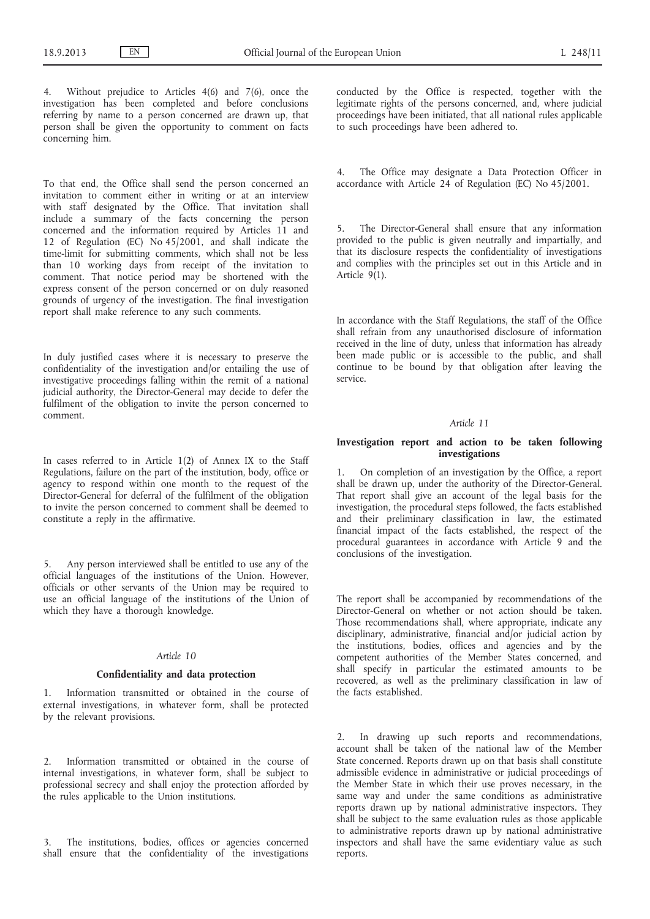4. Without prejudice to Articles 4(6) and 7(6), once the investigation has been completed and before conclusions referring by name to a person concerned are drawn up, that person shall be given the opportunity to comment on facts concerning him.

To that end, the Office shall send the person concerned an invitation to comment either in writing or at an interview with staff designated by the Office. That invitation shall include a summary of the facts concerning the person concerned and the information required by Articles 11 and 12 of Regulation (EC) No 45/2001, and shall indicate the time-limit for submitting comments, which shall not be less than 10 working days from receipt of the invitation to comment. That notice period may be shortened with the express consent of the person concerned or on duly reasoned grounds of urgency of the investigation. The final investigation report shall make reference to any such comments.

In duly justified cases where it is necessary to preserve the confidentiality of the investigation and/or entailing the use of investigative proceedings falling within the remit of a national judicial authority, the Director-General may decide to defer the fulfilment of the obligation to invite the person concerned to comment.

In cases referred to in Article 1(2) of Annex IX to the Staff Regulations, failure on the part of the institution, body, office or agency to respond within one month to the request of the Director-General for deferral of the fulfilment of the obligation to invite the person concerned to comment shall be deemed to constitute a reply in the affirmative.

5. Any person interviewed shall be entitled to use any of the official languages of the institutions of the Union. However, officials or other servants of the Union may be required to use an official language of the institutions of the Union of which they have a thorough knowledge.

*Article 10*

**Confidentiality and data protection**

1. Information transmitted or obtained in the course of external investigations, in whatever form, shall be protected by the relevant provisions.

2. Information transmitted or obtained in the course of internal investigations, in whatever form, shall be subject to professional secrecy and shall enjoy the protection afforded by the rules applicable to the Union institutions.

3. The institutions, bodies, offices or agencies concerned shall ensure that the confidentiality of the investigations conducted by the Office is respected, together with the legitimate rights of the persons concerned, and, where judicial proceedings have been initiated, that all national rules applicable to such proceedings have been adhered to.

4. The Office may designate a Data Protection Officer in accordance with Article 24 of Regulation (EC) No 45/2001.

5. The Director-General shall ensure that any information provided to the public is given neutrally and impartially, and that its disclosure respects the confidentiality of investigations and complies with the principles set out in this Article and in Article 9(1).

In accordance with the Staff Regulations, the staff of the Office shall refrain from any unauthorised disclosure of information received in the line of duty, unless that information has already been made public or is accessible to the public, and shall continue to be bound by that obligation after leaving the service.

*Article 11*

**Investigation report and action to be taken following investigations**

1. On completion of an investigation by the Office, a report shall be drawn up, under the authority of the Director-General. That report shall give an account of the legal basis for the investigation, the procedural steps followed, the facts established and their preliminary classification in law, the estimated financial impact of the facts established, the respect of the procedural guarantees in accordance with Article 9 and the conclusions of the investigation.

The report shall be accompanied by recommendations of the Director-General on whether or not action should be taken. Those recommendations shall, where appropriate, indicate any disciplinary, administrative, financial and/or judicial action by the institutions, bodies, offices and agencies and by the competent authorities of the Member States concerned, and shall specify in particular the estimated amounts to be recovered, as well as the preliminary classification in law of the facts established.

2. In drawing up such reports and recommendations, account shall be taken of the national law of the Member State concerned. Reports drawn up on that basis shall constitute admissible evidence in administrative or judicial proceedings of the Member State in which their use proves necessary, in the same way and under the same conditions as administrative reports drawn up by national administrative inspectors. They shall be subject to the same evaluation rules as those applicable to administrative reports drawn up by national administrative inspectors and shall have the same evidentiary value as such reports.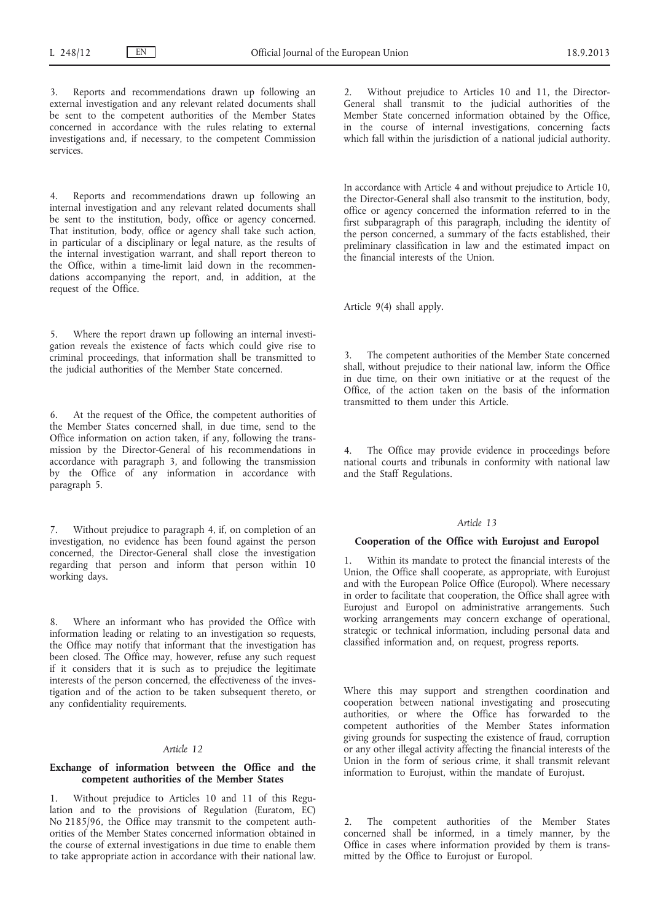3. Reports and recommendations drawn up following an external investigation and any relevant related documents shall be sent to the competent authorities of the Member States concerned in accordance with the rules relating to external investigations and, if necessary, to the competent Commission services.

4. Reports and recommendations drawn up following an internal investigation and any relevant related documents shall be sent to the institution, body, office or agency concerned. That institution, body, office or agency shall take such action, in particular of a disciplinary or legal nature, as the results of the internal investigation warrant, and shall report thereon to the Office, within a time-limit laid down in the recommendations accompanying the report, and, in addition, at the request of the Office.

5. Where the report drawn up following an internal investigation reveals the existence of facts which could give rise to criminal proceedings, that information shall be transmitted to the judicial authorities of the Member State concerned.

6. At the request of the Office, the competent authorities of the Member States concerned shall, in due time, send to the Office information on action taken, if any, following the transmission by the Director-General of his recommendations in accordance with paragraph 3, and following the transmission by the Office of any information in accordance with paragraph 5.

7. Without prejudice to paragraph 4, if, on completion of an investigation, no evidence has been found against the person concerned, the Director-General shall close the investigation regarding that person and inform that person within 10 working days.

8. Where an informant who has provided the Office with information leading or relating to an investigation so requests, the Office may notify that informant that the investigation has been closed. The Office may, however, refuse any such request if it considers that it is such as to prejudice the legitimate interests of the person concerned, the effectiveness of the investigation and of the action to be taken subsequent thereto, or any confidentiality requirements.

*Article 12*

**Exchange of information between the Office and the competent authorities of the Member States**

1. Without prejudice to Articles 10 and 11 of this Regulation and to the provisions of Regulation (Euratom, EC) No 2185/96, the Office may transmit to the competent authorities of the Member States concerned information obtained in the course of external investigations in due time to enable them to take appropriate action in accordance with their national law.

2. Without prejudice to Articles 10 and 11, the Director-General shall transmit to the judicial authorities of the Member State concerned information obtained by the Office, in the course of internal investigations, concerning facts which fall within the jurisdiction of a national judicial authority.

In accordance with Article 4 and without prejudice to Article 10, the Director-General shall also transmit to the institution, body, office or agency concerned the information referred to in the first subparagraph of this paragraph, including the identity of the person concerned, a summary of the facts established, their preliminary classification in law and the estimated impact on the financial interests of the Union.

Article 9(4) shall apply.

3. The competent authorities of the Member State concerned shall, without prejudice to their national law, inform the Office in due time, on their own initiative or at the request of the Office, of the action taken on the basis of the information transmitted to them under this Article.

4. The Office may provide evidence in proceedings before national courts and tribunals in conformity with national law and the Staff Regulations.

*Article 13*

**Cooperation of the Office with Eurojust and Europol**

1. Within its mandate to protect the financial interests of the Union, the Office shall cooperate, as appropriate, with Eurojust and with the European Police Office (Europol). Where necessary in order to facilitate that cooperation, the Office shall agree with Eurojust and Europol on administrative arrangements. Such working arrangements may concern exchange of operational, strategic or technical information, including personal data and classified information and, on request, progress reports.

Where this may support and strengthen coordination and cooperation between national investigating and prosecuting authorities, or where the Office has forwarded to the competent authorities of the Member States information giving grounds for suspecting the existence of fraud, corruption or any other illegal activity affecting the financial interests of the Union in the form of serious crime, it shall transmit relevant information to Eurojust, within the mandate of Eurojust.

2. The competent authorities of the Member States concerned shall be informed, in a timely manner, by the Office in cases where information provided by them is transmitted by the Office to Eurojust or Europol.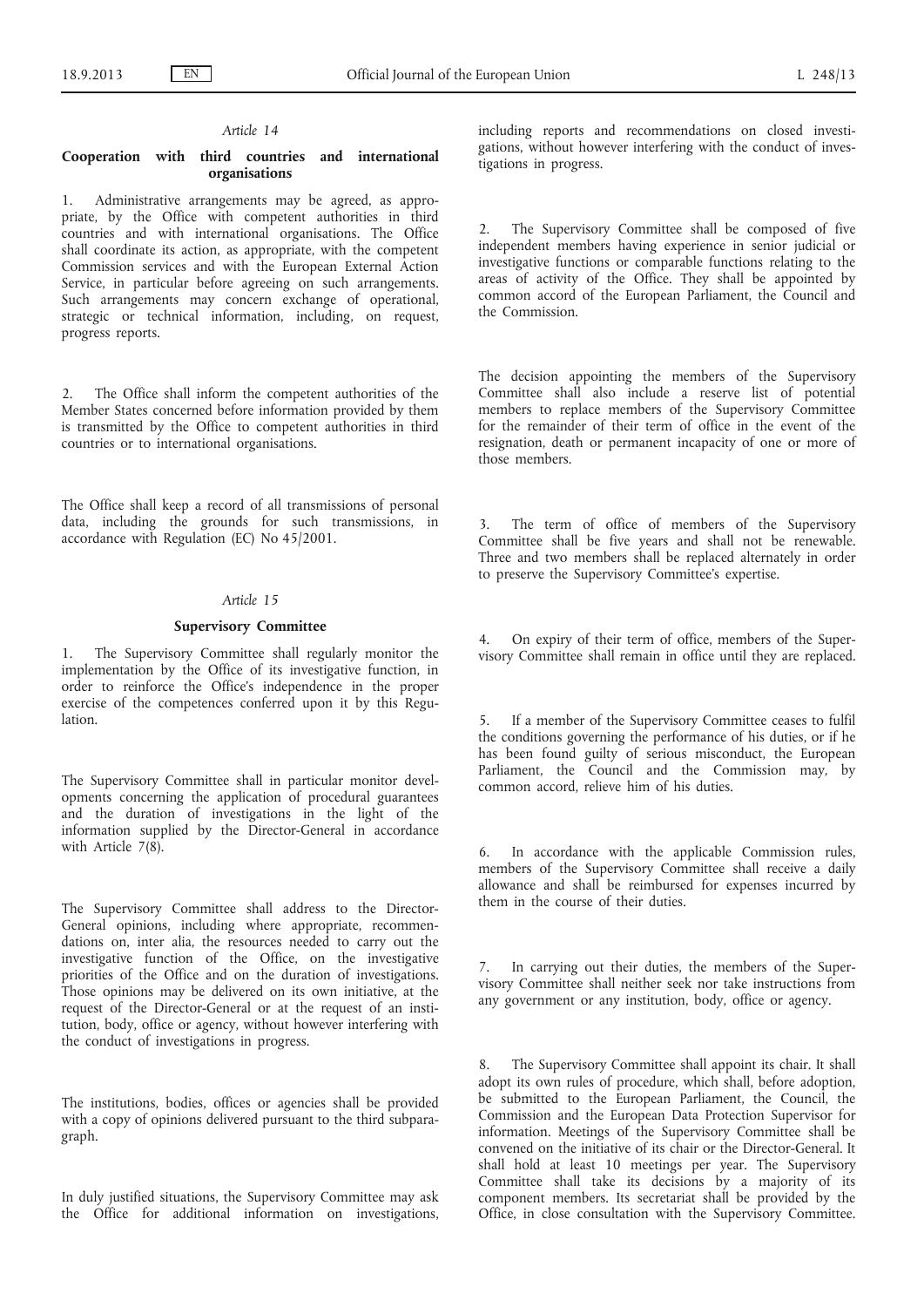*Article 14*

**Cooperation with third countries and international organisations**

1. Administrative arrangements may be agreed, as appropriate, by the Office with competent authorities in third countries and with international organisations. The Office shall coordinate its action, as appropriate, with the competent Commission services and with the European External Action Service, in particular before agreeing on such arrangements. Such arrangements may concern exchange of operational, strategic or technical information, including, on request, progress reports.

2. The Office shall inform the competent authorities of the Member States concerned before information provided by them is transmitted by the Office to competent authorities in third countries or to international organisations.

The Office shall keep a record of all transmissions of personal data, including the grounds for such transmissions, in accordance with Regulation (EC) No 45/2001.

*Article 15*

**Supervisory Committee**

1. The Supervisory Committee shall regularly monitor the implementation by the Office of its investigative function, in order to reinforce the Office's independence in the proper exercise of the competences conferred upon it by this Regulation.

The Supervisory Committee shall in particular monitor developments concerning the application of procedural guarantees and the duration of investigations in the light of the information supplied by the Director-General in accordance with Article 7(8).

The Supervisory Committee shall address to the Director-General opinions, including where appropriate, recommendations on, inter alia, the resources needed to carry out the investigative function of the Office, on the investigative priorities of the Office and on the duration of investigations. Those opinions may be delivered on its own initiative, at the request of the Director-General or at the request of an institution, body, office or agency, without however interfering with the conduct of investigations in progress.

The institutions, bodies, offices or agencies shall be provided with a copy of opinions delivered pursuant to the third subparagraph.

In duly justified situations, the Supervisory Committee may ask the Office for additional information on investigations, including reports and recommendations on closed investigations, without however interfering with the conduct of investigations in progress.

2. The Supervisory Committee shall be composed of five independent members having experience in senior judicial or investigative functions or comparable functions relating to the areas of activity of the Office. They shall be appointed by common accord of the European Parliament, the Council and the Commission.

The decision appointing the members of the Supervisory Committee shall also include a reserve list of potential members to replace members of the Supervisory Committee for the remainder of their term of office in the event of the resignation, death or permanent incapacity of one or more of those members.

3. The term of office of members of the Supervisory Committee shall be five years and shall not be renewable. Three and two members shall be replaced alternately in order to preserve the Supervisory Committee's expertise.

4. On expiry of their term of office, members of the Supervisory Committee shall remain in office until they are replaced.

5. If a member of the Supervisory Committee ceases to fulfil the conditions governing the performance of his duties, or if he has been found guilty of serious misconduct, the European Parliament, the Council and the Commission may, by common accord, relieve him of his duties.

6. In accordance with the applicable Commission rules, members of the Supervisory Committee shall receive a daily allowance and shall be reimbursed for expenses incurred by them in the course of their duties.

7. In carrying out their duties, the members of the Supervisory Committee shall neither seek nor take instructions from any government or any institution, body, office or agency.

8. The Supervisory Committee shall appoint its chair. It shall adopt its own rules of procedure, which shall, before adoption, be submitted to the European Parliament, the Council, the Commission and the European Data Protection Supervisor for information. Meetings of the Supervisory Committee shall be convened on the initiative of its chair or the Director-General. It shall hold at least 10 meetings per year. The Supervisory Committee shall take its decisions by a majority of its component members. Its secretariat shall be provided by the Office, in close consultation with the Supervisory Committee.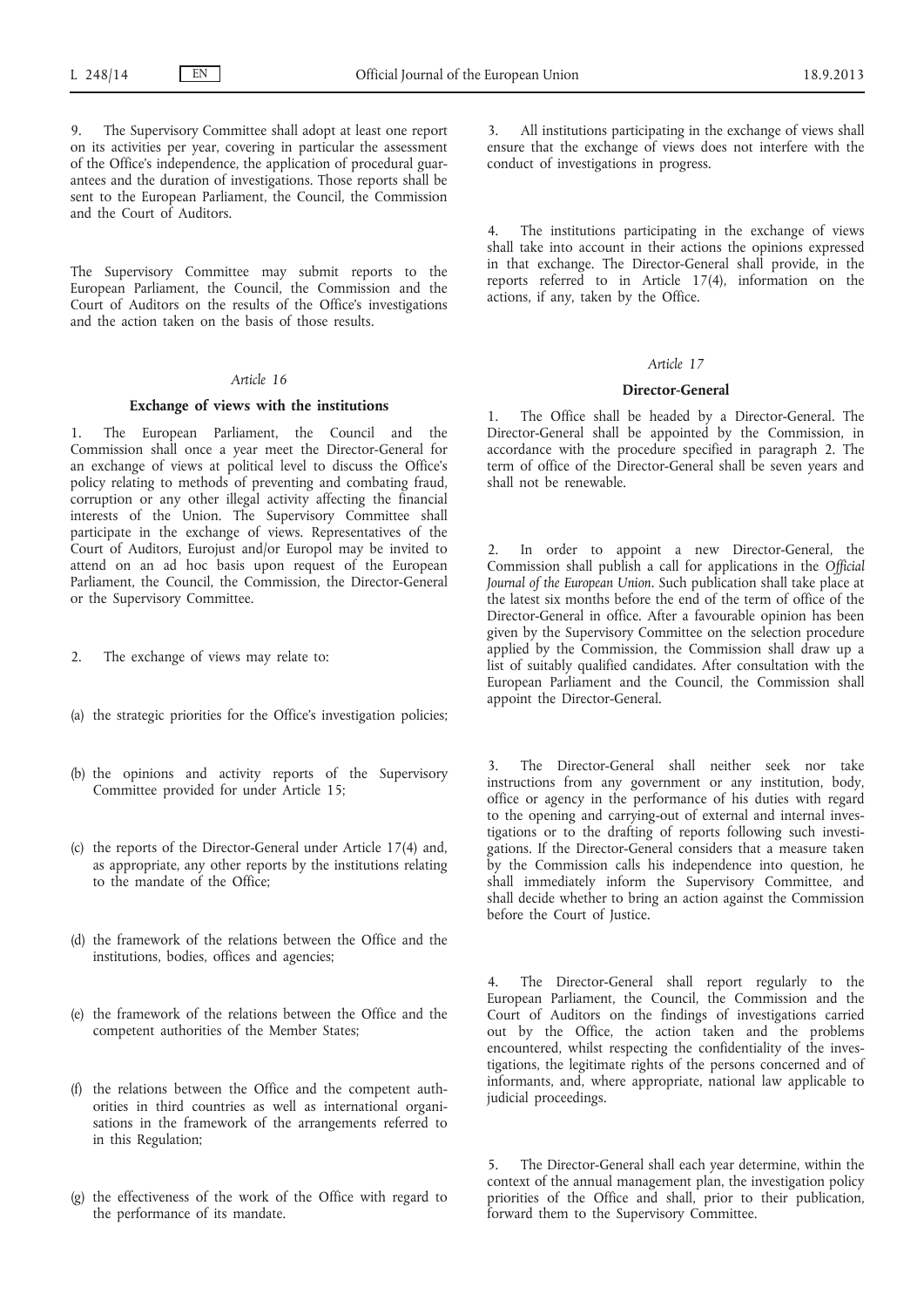9. The Supervisory Committee shall adopt at least one report on its activities per year, covering in particular the assessment of the Office's independence, the application of procedural guarantees and the duration of investigations. Those reports shall be sent to the European Parliament, the Council, the Commission and the Court of Auditors.

The Supervisory Committee may submit reports to the European Parliament, the Council, the Commission and the Court of Auditors on the results of the Office's investigations and the action taken on the basis of those results.

*Article 16*

**Exchange of views with the institutions**

1. The European Parliament, the Council and the Commission shall once a year meet the Director-General for an exchange of views at political level to discuss the Office's policy relating to methods of preventing and combating fraud, corruption or any other illegal activity affecting the financial interests of the Union. The Supervisory Committee shall participate in the exchange of views. Representatives of the Court of Auditors, Eurojust and/or Europol may be invited to attend on an ad hoc basis upon request of the European Parliament, the Council, the Commission, the Director-General or the Supervisory Committee.

2. The exchange of views may relate to:

(a) the strategic priorities for the Office's investigation policies;

(b) the opinions and activity reports of the Supervisory Committee provided for under Article 15;

(c) the reports of the Director-General under Article 17(4) and, as appropriate, any other reports by the institutions relating to the mandate of the Office;

(d) the framework of the relations between the Office and the institutions, bodies, offices and agencies;

(e) the framework of the relations between the Office and the competent authorities of the Member States;

(f) the relations between the Office and the competent authorities in third countries as well as international organisations in the framework of the arrangements referred to in this Regulation;

(g) the effectiveness of the work of the Office with regard to the performance of its mandate.

3. All institutions participating in the exchange of views shall ensure that the exchange of views does not interfere with the conduct of investigations in progress.

4. The institutions participating in the exchange of views shall take into account in their actions the opinions expressed in that exchange. The Director-General shall provide, in the reports referred to in Article 17(4), information on the actions, if any, taken by the Office.

*Article 17*

**Director-General**

1. The Office shall be headed by a Director-General. The Director-General shall be appointed by the Commission, in accordance with the procedure specified in paragraph 2. The term of office of the Director-General shall be seven years and shall not be renewable.

2. In order to appoint a new Director-General, the Commission shall publish a call for applications in the *Official Journal of the European Union*. Such publication shall take place at the latest six months before the end of the term of office of the Director-General in office. After a favourable opinion has been given by the Supervisory Committee on the selection procedure applied by the Commission, the Commission shall draw up a list of suitably qualified candidates. After consultation with the European Parliament and the Council, the Commission shall appoint the Director-General.

3. The Director-General shall neither seek nor take instructions from any government or any institution, body, office or agency in the performance of his duties with regard to the opening and carrying-out of external and internal investigations or to the drafting of reports following such investigations. If the Director-General considers that a measure taken by the Commission calls his independence into question, he shall immediately inform the Supervisory Committee, and shall decide whether to bring an action against the Commission before the Court of Justice.

4. The Director-General shall report regularly to the European Parliament, the Council, the Commission and the Court of Auditors on the findings of investigations carried out by the Office, the action taken and the problems encountered, whilst respecting the confidentiality of the investigations, the legitimate rights of the persons concerned and of informants, and, where appropriate, national law applicable to judicial proceedings.

5. The Director-General shall each year determine, within the context of the annual management plan, the investigation policy priorities of the Office and shall, prior to their publication, forward them to the Supervisory Committee.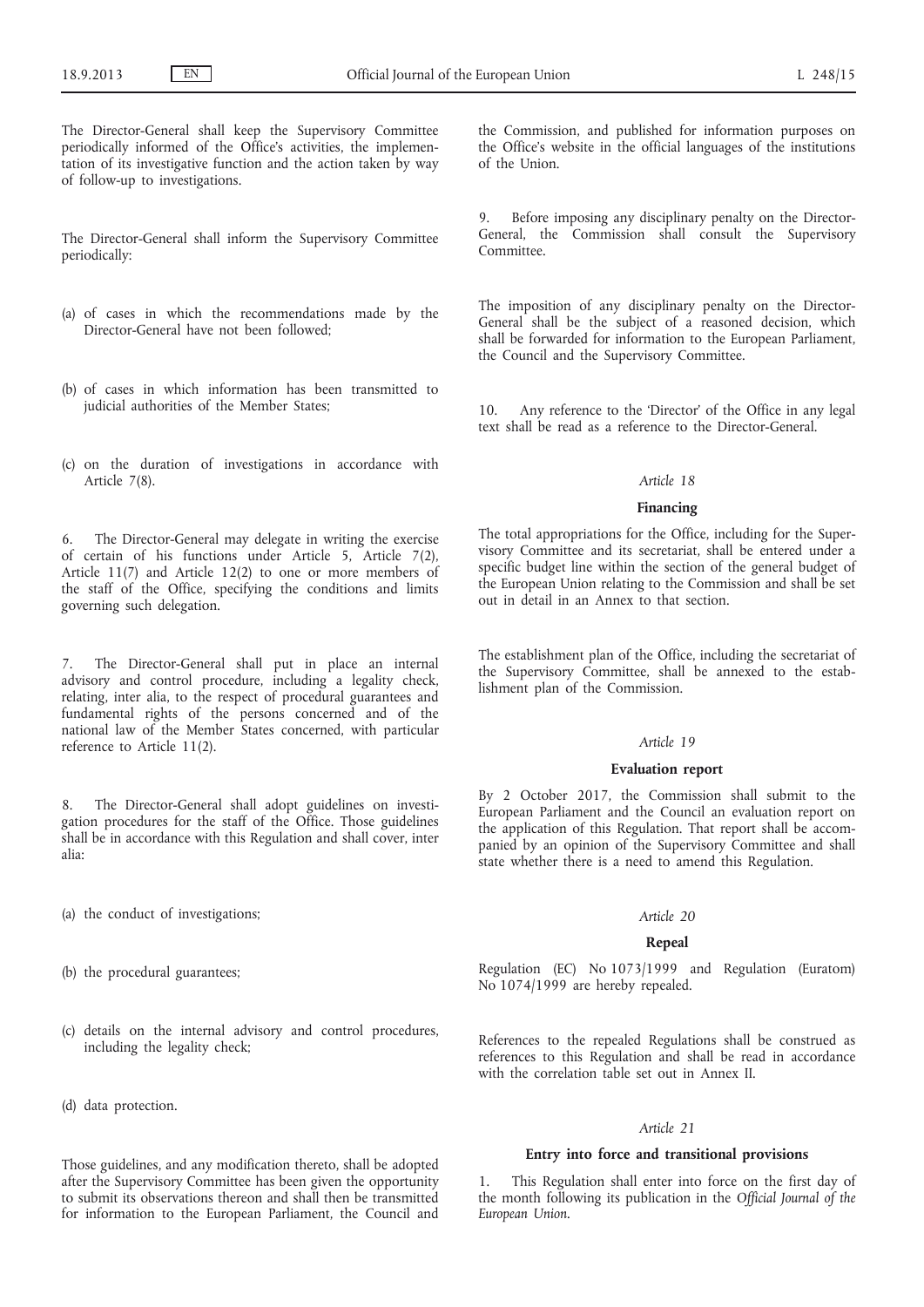The Director-General shall keep the Supervisory Committee periodically informed of the Office's activities, the implementation of its investigative function and the action taken by way of follow-up to investigations.

The Director-General shall inform the Supervisory Committee periodically:

(a) of cases in which the recommendations made by the Director-General have not been followed;

(b) of cases in which information has been transmitted to judicial authorities of the Member States;

(c) on the duration of investigations in accordance with Article 7(8).

6. The Director-General may delegate in writing the exercise of certain of his functions under Article 5, Article 7(2), Article 11(7) and Article 12(2) to one or more members of the staff of the Office, specifying the conditions and limits governing such delegation.

7. The Director-General shall put in place an internal advisory and control procedure, including a legality check, relating, inter alia, to the respect of procedural guarantees and fundamental rights of the persons concerned and of the national law of the Member States concerned, with particular reference to Article 11(2).

8. The Director-General shall adopt guidelines on investigation procedures for the staff of the Office. Those guidelines shall be in accordance with this Regulation and shall cover, inter alia:

(a) the conduct of investigations;

(b) the procedural guarantees;

(c) details on the internal advisory and control procedures, including the legality check;

(d) data protection.

Those guidelines, and any modification thereto, shall be adopted after the Supervisory Committee has been given the opportunity to submit its observations thereon and shall then be transmitted for information to the European Parliament, the Council and the Commission, and published for information purposes on the Office's website in the official languages of the institutions of the Union.

9. Before imposing any disciplinary penalty on the Director-General, the Commission shall consult the Supervisory Committee.

The imposition of any disciplinary penalty on the Director-General shall be the subject of a reasoned decision, which shall be forwarded for information to the European Parliament, the Council and the Supervisory Committee.

10. Any reference to the 'Director' of the Office in any legal text shall be read as a reference to the Director-General.

*Article 18*

**Financing**

The total appropriations for the Office, including for the Supervisory Committee and its secretariat, shall be entered under a specific budget line within the section of the general budget of the European Union relating to the Commission and shall be set out in detail in an Annex to that section.

The establishment plan of the Office, including the secretariat of the Supervisory Committee, shall be annexed to the establishment plan of the Commission.

*Article 19*

**Evaluation report**

By 2 October 2017, the Commission shall submit to the European Parliament and the Council an evaluation report on the application of this Regulation. That report shall be accompanied by an opinion of the Supervisory Committee and shall state whether there is a need to amend this Regulation.

*Article 20*

**Repeal**

Regulation (EC) No 1073/1999 and Regulation (Euratom) No 1074/1999 are hereby repealed.

References to the repealed Regulations shall be construed as references to this Regulation and shall be read in accordance with the correlation table set out in Annex II.

*Article 21*

**Entry into force and transitional provisions**

1. This Regulation shall enter into force on the first day of the month following its publication in the *Official Journal of the European Union*.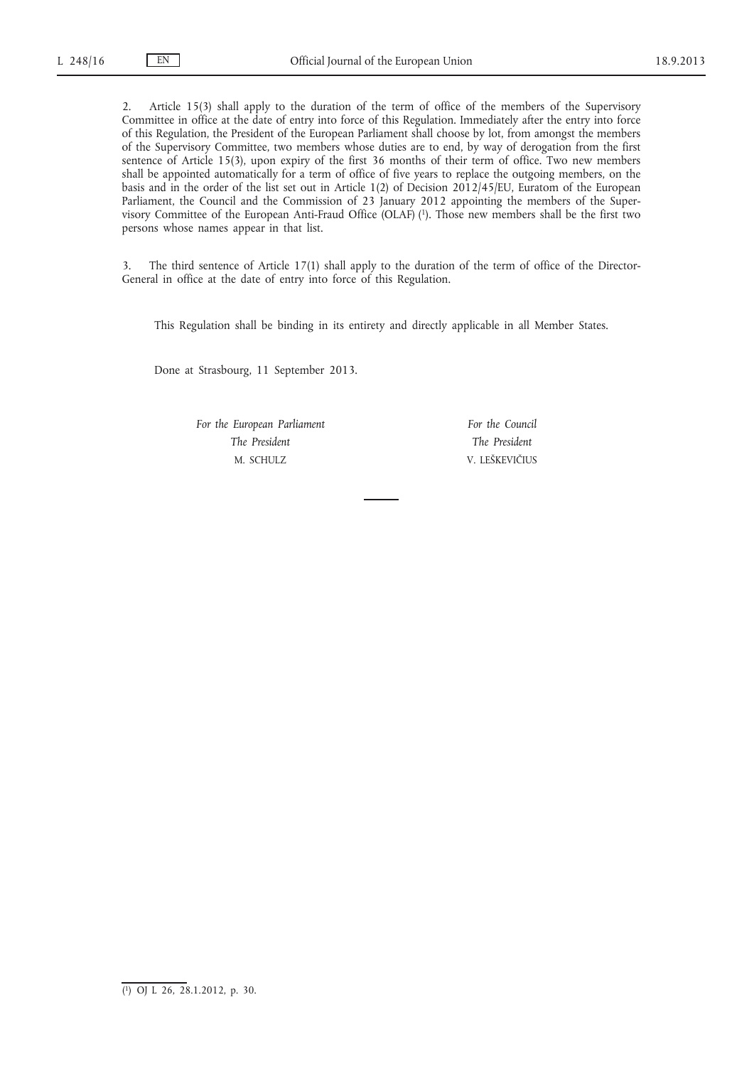2. Article 15(3) shall apply to the duration of the term of office of the members of the Supervisory Committee in office at the date of entry into force of this Regulation. Immediately after the entry into force of this Regulation, the President of the European Parliament shall choose by lot, from amongst the members of the Supervisory Committee, two members whose duties are to end, by way of derogation from the first sentence of Article 15(3), upon expiry of the first 36 months of their term of office. Two new members shall be appointed automatically for a term of office of five years to replace the outgoing members, on the basis and in the order of the list set out in Article 1(2) of Decision 2012/45/EU, Euratom of the European Parliament, the Council and the Commission of 23 January 2012 appointing the members of the Supervisory Committee of the European Anti-Fraud Office (OLAF) [1]. Those new members shall be the first two persons whose names appear in that list.

3. The third sentence of Article 17(1) shall apply to the duration of the term of office of the Director-General in office at the date of entry into force of this Regulation.

This Regulation shall be binding in its entirety and directly applicable in all Member States.

Done at Strasbourg, 11 September 2013.

| *For the European Parliament* | *For the Council* |
|---|---|
| *The President* | *The President* |
| M. SCHULZ | V. LEŠKEVIČIUS |

---

[1] OJ L 26, 28.1.2012, p. 30.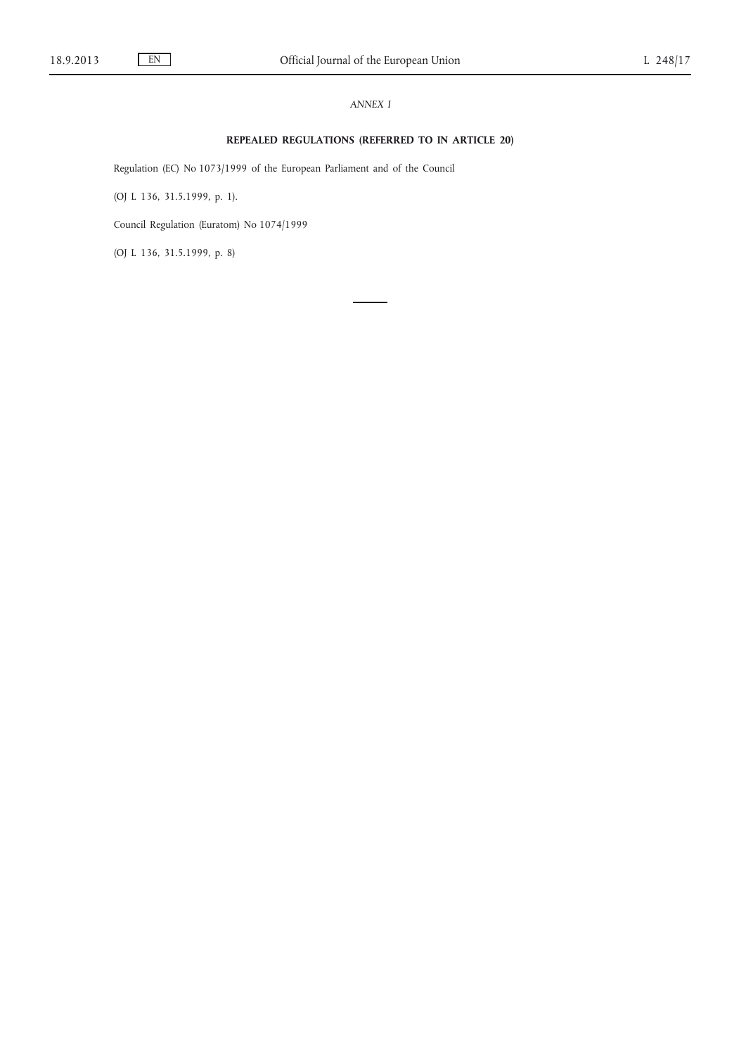*ANNEX I*

## REPEALED REGULATIONS (REFERRED TO IN ARTICLE 20)

Regulation (EC) No 1073/1999 of the European Parliament and of the Council

(OJ L 136, 31.5.1999, p. 1).

Council Regulation (Euratom) No 1074/1999

(OJ L 136, 31.5.1999, p. 8)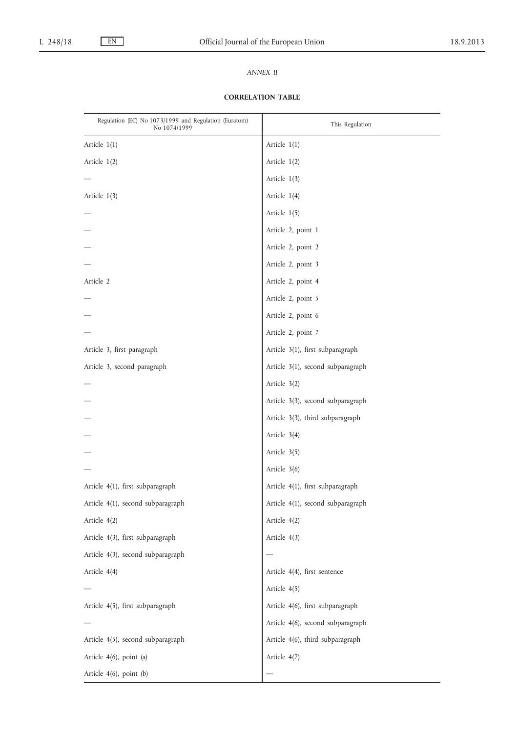*ANNEX II*

**CORRELATION TABLE**

| Regulation (EC) No 1073/1999 and Regulation (Euratom) No 1074/1999 | This Regulation |
|---|---|
| Article 1(1) | Article 1(1) |
| Article 1(2) | Article 1(2) |
| — | Article 1(3) |
| Article 1(3) | Article 1(4) |
| — | Article 1(5) |
| — | Article 2, point 1 |
| — | Article 2, point 2 |
| — | Article 2, point 3 |
| Article 2 | Article 2, point 4 |
| — | Article 2, point 5 |
| — | Article 2, point 6 |
| — | Article 2, point 7 |
| Article 3, first paragraph | Article 3(1), first subparagraph |
| Article 3, second paragraph | Article 3(1), second subparagraph |
| — | Article 3(2) |
| — | Article 3(3), second subparagraph |
| — | Article 3(3), third subparagraph |
| — | Article 3(4) |
| — | Article 3(5) |
| — | Article 3(6) |
| Article 4(1), first subparagraph | Article 4(1), first subparagraph |
| Article 4(1), second subparagraph | Article 4(1), second subparagraph |
| Article 4(2) | Article 4(2) |
| Article 4(3), first subparagraph | Article 4(3) |
| Article 4(3), second subparagraph | — |
| Article 4(4) | Article 4(4), first sentence |
| — | Article 4(5) |
| Article 4(5), first subparagraph | Article 4(6), first subparagraph |
| — | Article 4(6), second subparagraph |
| Article 4(5), second subparagraph | Article 4(6), third subparagraph |
| Article 4(6), point (a) | Article 4(7) |
| Article 4(6), point (b) | — |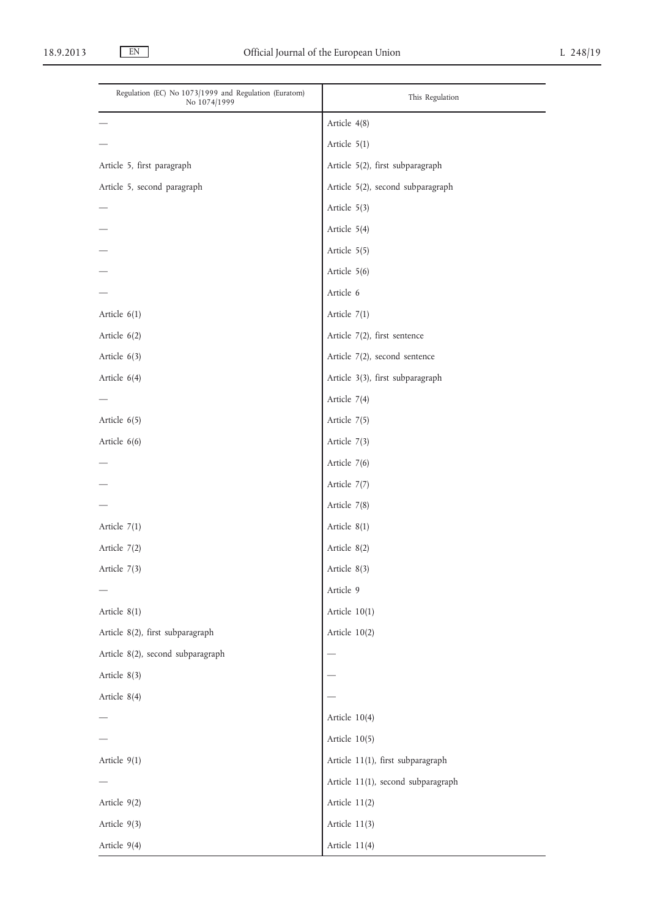| Regulation (EC) No 1073/1999 and Regulation (Euratom) No 1074/1999 | This Regulation |
| --- | --- |
| — | Article 4(8) |
| — | Article 5(1) |
| Article 5, first paragraph | Article 5(2), first subparagraph |
| Article 5, second paragraph | Article 5(2), second subparagraph |
| — | Article 5(3) |
| — | Article 5(4) |
| — | Article 5(5) |
| — | Article 5(6) |
| — | Article 6 |
| Article 6(1) | Article 7(1) |
| Article 6(2) | Article 7(2), first sentence |
| Article 6(3) | Article 7(2), second sentence |
| Article 6(4) | Article 3(3), first subparagraph |
| — | Article 7(4) |
| Article 6(5) | Article 7(5) |
| Article 6(6) | Article 7(3) |
| — | Article 7(6) |
| — | Article 7(7) |
| — | Article 7(8) |
| Article 7(1) | Article 8(1) |
| Article 7(2) | Article 8(2) |
| Article 7(3) | Article 8(3) |
| — | Article 9 |
| Article 8(1) | Article 10(1) |
| Article 8(2), first subparagraph | Article 10(2) |
| Article 8(2), second subparagraph | — |
| Article 8(3) | — |
| Article 8(4) | — |
| — | Article 10(4) |
| — | Article 10(5) |
| Article 9(1) | Article 11(1), first subparagraph |
| — | Article 11(1), second subparagraph |
| Article 9(2) | Article 11(2) |
| Article 9(3) | Article 11(3) |
| Article 9(4) | Article 11(4) |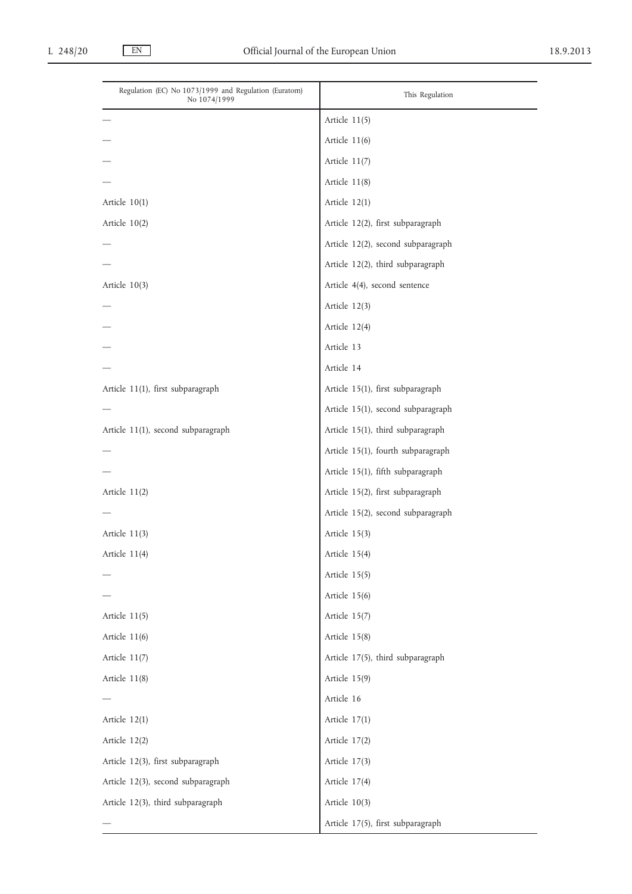| Regulation (EC) No 1073/1999 and Regulation (Euratom) No 1074/1999 | This Regulation |
|---|---|
| — | Article 11(5) |
| — | Article 11(6) |
| — | Article 11(7) |
| — | Article 11(8) |
| Article 10(1) | Article 12(1) |
| Article 10(2) | Article 12(2), first subparagraph |
| — | Article 12(2), second subparagraph |
| — | Article 12(2), third subparagraph |
| Article 10(3) | Article 4(4), second sentence |
| — | Article 12(3) |
| — | Article 12(4) |
| — | Article 13 |
| — | Article 14 |
| Article 11(1), first subparagraph | Article 15(1), first subparagraph |
| — | Article 15(1), second subparagraph |
| Article 11(1), second subparagraph | Article 15(1), third subparagraph |
| — | Article 15(1), fourth subparagraph |
| — | Article 15(1), fifth subparagraph |
| Article 11(2) | Article 15(2), first subparagraph |
| — | Article 15(2), second subparagraph |
| Article 11(3) | Article 15(3) |
| Article 11(4) | Article 15(4) |
| — | Article 15(5) |
| — | Article 15(6) |
| Article 11(5) | Article 15(7) |
| Article 11(6) | Article 15(8) |
| Article 11(7) | Article 17(5), third subparagraph |
| Article 11(8) | Article 15(9) |
| — | Article 16 |
| Article 12(1) | Article 17(1) |
| Article 12(2) | Article 17(2) |
| Article 12(3), first subparagraph | Article 17(3) |
| Article 12(3), second subparagraph | Article 17(4) |
| Article 12(3), third subparagraph | Article 10(3) |
| — | Article 17(5), first subparagraph |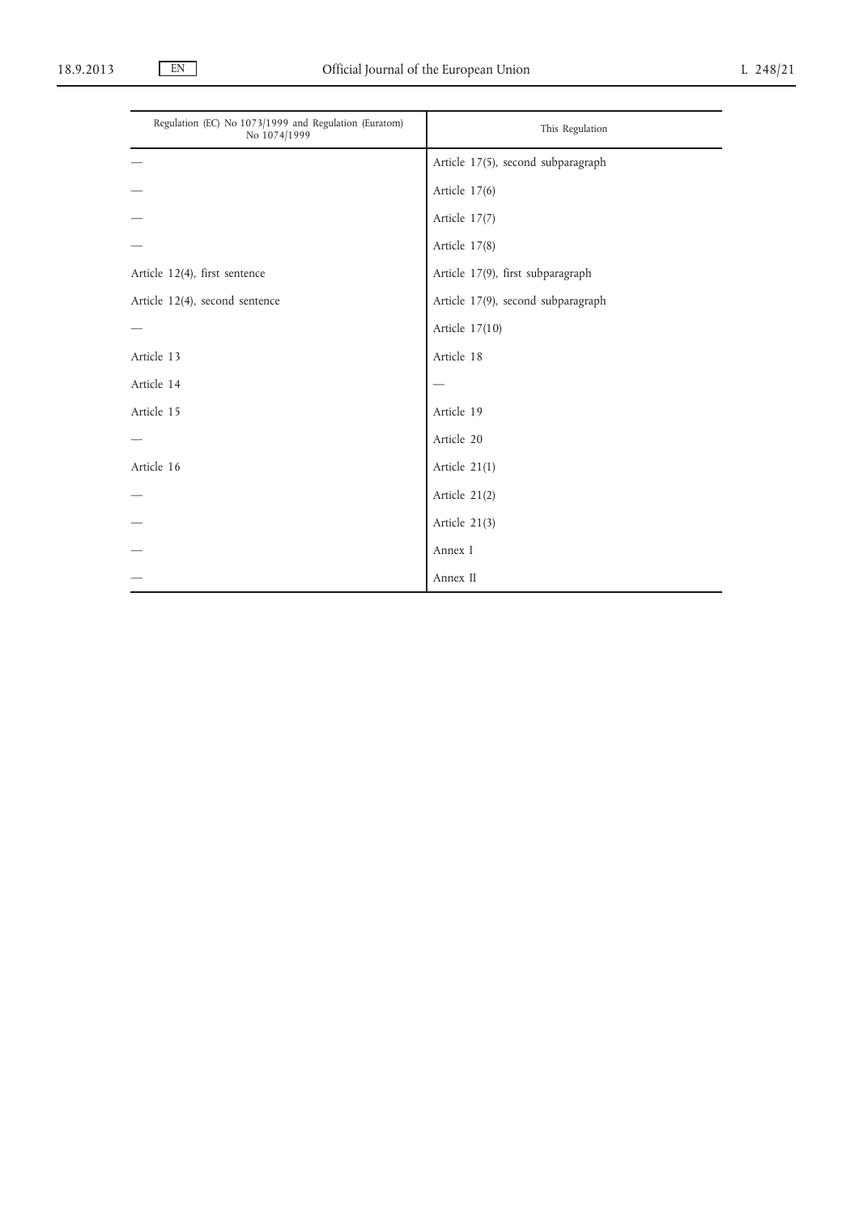| Regulation (EC) No 1073/1999 and Regulation (Euratom) No 1074/1999 | This Regulation |
|---|---|
| — | Article 17(5), second subparagraph |
| — | Article 17(6) |
| — | Article 17(7) |
| — | Article 17(8) |
| Article 12(4), first sentence | Article 17(9), first subparagraph |
| Article 12(4), second sentence | Article 17(9), second subparagraph |
| — | Article 17(10) |
| Article 13 | Article 18 |
| Article 14 | — |
| Article 15 | Article 19 |
| — | Article 20 |
| Article 16 | Article 21(1) |
| — | Article 21(2) |
| — | Article 21(3) |
| — | Annex I |
| — | Annex II |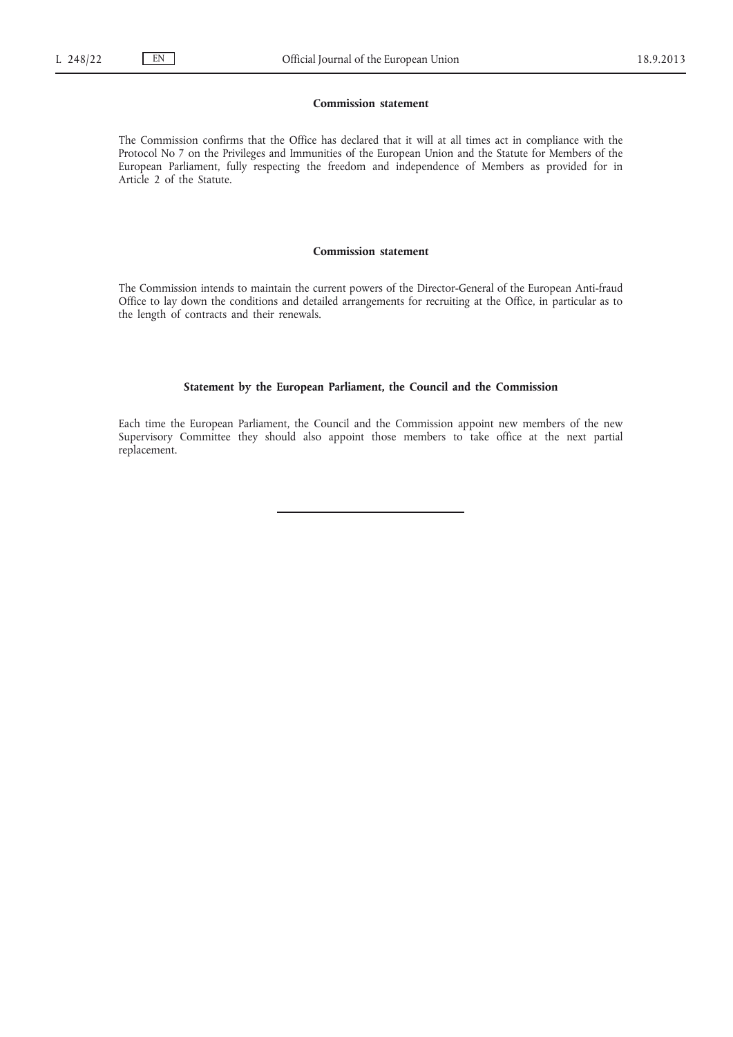### Commission statement

The Commission confirms that the Office has declared that it will at all times act in compliance with the Protocol No 7 on the Privileges and Immunities of the European Union and the Statute for Members of the European Parliament, fully respecting the freedom and independence of Members as provided for in Article 2 of the Statute.

### Commission statement

The Commission intends to maintain the current powers of the Director-General of the European Anti-fraud Office to lay down the conditions and detailed arrangements for recruiting at the Office, in particular as to the length of contracts and their renewals.

### Statement by the European Parliament, the Council and the Commission

Each time the European Parliament, the Council and the Commission appoint new members of the new Supervisory Committee they should also appoint those members to take office at the next partial replacement.